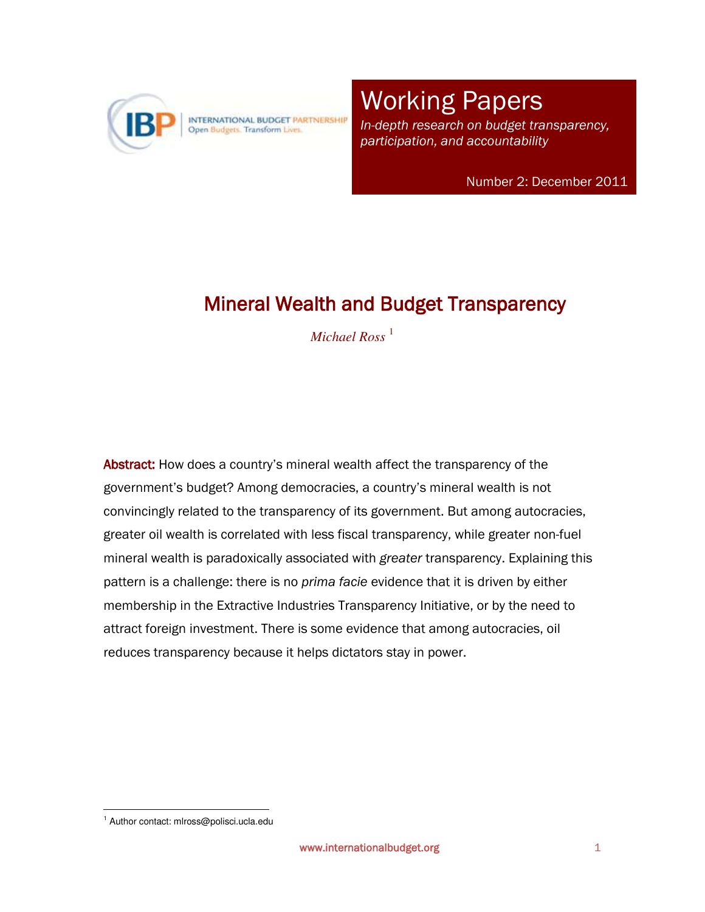# Working Papers

*In-depth research on budget transparency, participation, and accountability*

Number 2: December 2011

## Mineral Wealth and Budget Transparency

*Michael Ross* [1]

**Abstract:** How does a country's mineral wealth affect the transparency of the government's budget? Among democracies, a country's mineral wealth is not convincingly related to the transparency of its government. But among autocracies, greater oil wealth is correlated with less fiscal transparency, while greater non-fuel mineral wealth is paradoxically associated with *greater* transparency. Explaining this pattern is a challenge: there is no *prima facie* evidence that it is driven by either membership in the Extractive Industries Transparency Initiative, or by the need to attract foreign investment. There is some evidence that among autocracies, oil reduces transparency because it helps dictators stay in power.

[1] Author contact: mlross@polisci.ucla.edu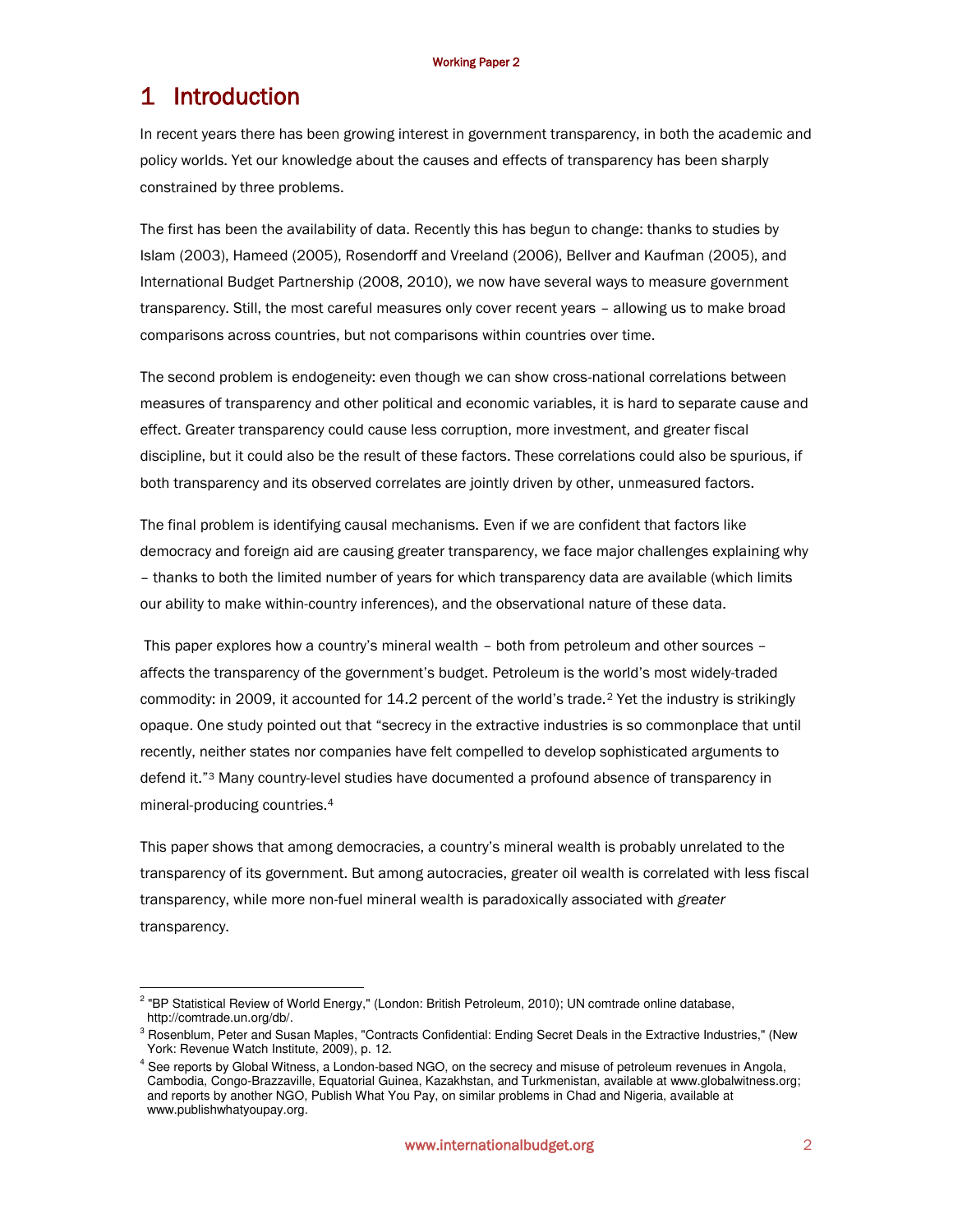# 1 Introduction

In recent years there has been growing interest in government transparency, in both the academic and policy worlds. Yet our knowledge about the causes and effects of transparency has been sharply constrained by three problems.

The first has been the availability of data. Recently this has begun to change: thanks to studies by Islam (2003), Hameed (2005), Rosendorff and Vreeland (2006), Bellver and Kaufman (2005), and International Budget Partnership (2008, 2010), we now have several ways to measure government transparency. Still, the most careful measures only cover recent years – allowing us to make broad comparisons across countries, but not comparisons within countries over time.

The second problem is endogeneity: even though we can show cross-national correlations between measures of transparency and other political and economic variables, it is hard to separate cause and effect. Greater transparency could cause less corruption, more investment, and greater fiscal discipline, but it could also be the result of these factors. These correlations could also be spurious, if both transparency and its observed correlates are jointly driven by other, unmeasured factors.

The final problem is identifying causal mechanisms. Even if we are confident that factors like democracy and foreign aid are causing greater transparency, we face major challenges explaining why – thanks to both the limited number of years for which transparency data are available (which limits our ability to make within-country inferences), and the observational nature of these data.

This paper explores how a country's mineral wealth – both from petroleum and other sources – affects the transparency of the government's budget. Petroleum is the world's most widely-traded commodity: in 2009, it accounted for 14.2 percent of the world's trade.[2] Yet the industry is strikingly opaque. One study pointed out that "secrecy in the extractive industries is so commonplace that until recently, neither states nor companies have felt compelled to develop sophisticated arguments to defend it."[3] Many country-level studies have documented a profound absence of transparency in mineral-producing countries.[4]

This paper shows that among democracies, a country's mineral wealth is probably unrelated to the transparency of its government. But among autocracies, greater oil wealth is correlated with less fiscal transparency, while more non-fuel mineral wealth is paradoxically associated with *greater* transparency.

[2] "BP Statistical Review of World Energy," (London: British Petroleum, 2010); UN comtrade online database, http://comtrade.un.org/db/.

[3] Rosenblum, Peter and Susan Maples, "Contracts Confidential: Ending Secret Deals in the Extractive Industries," (New York: Revenue Watch Institute, 2009), p. 12.

[4] See reports by Global Witness, a London-based NGO, on the secrecy and misuse of petroleum revenues in Angola, Cambodia, Congo-Brazzaville, Equatorial Guinea, Kazakhstan, and Turkmenistan, available at www.globalwitness.org; and reports by another NGO, Publish What You Pay, on similar problems in Chad and Nigeria, available at www.publishwhatyoupay.org.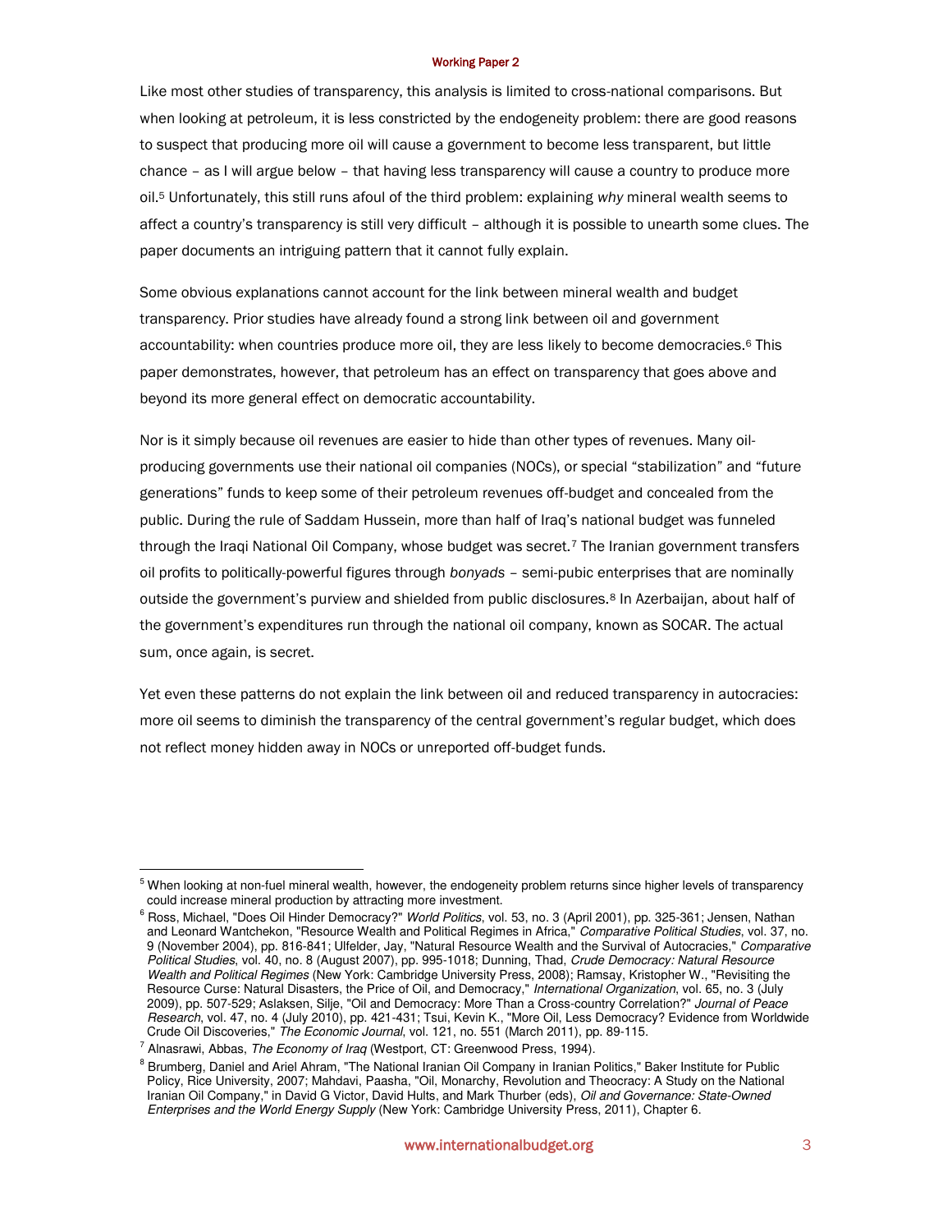Like most other studies of transparency, this analysis is limited to cross-national comparisons. But when looking at petroleum, it is less constricted by the endogeneity problem: there are good reasons to suspect that producing more oil will cause a government to become less transparent, but little chance – as I will argue below – that having less transparency will cause a country to produce more oil.[5] Unfortunately, this still runs afoul of the third problem: explaining *why* mineral wealth seems to affect a country's transparency is still very difficult – although it is possible to unearth some clues. The paper documents an intriguing pattern that it cannot fully explain.

Some obvious explanations cannot account for the link between mineral wealth and budget transparency. Prior studies have already found a strong link between oil and government accountability: when countries produce more oil, they are less likely to become democracies.[6] This paper demonstrates, however, that petroleum has an effect on transparency that goes above and beyond its more general effect on democratic accountability.

Nor is it simply because oil revenues are easier to hide than other types of revenues. Many oil-producing governments use their national oil companies (NOCs), or special "stabilization" and "future generations" funds to keep some of their petroleum revenues off-budget and concealed from the public. During the rule of Saddam Hussein, more than half of Iraq's national budget was funneled through the Iraqi National Oil Company, whose budget was secret.[7] The Iranian government transfers oil profits to politically-powerful figures through *bonyads* – semi-pubic enterprises that are nominally outside the government's purview and shielded from public disclosures.[8] In Azerbaijan, about half of the government's expenditures run through the national oil company, known as SOCAR. The actual sum, once again, is secret.

Yet even these patterns do not explain the link between oil and reduced transparency in autocracies: more oil seems to diminish the transparency of the central government's regular budget, which does not reflect money hidden away in NOCs or unreported off-budget funds.

---

[5] When looking at non-fuel mineral wealth, however, the endogeneity problem returns since higher levels of transparency could increase mineral production by attracting more investment.

[6] Ross, Michael, "Does Oil Hinder Democracy?" *World Politics*, vol. 53, no. 3 (April 2001), pp. 325-361; Jensen, Nathan and Leonard Wantchekon, "Resource Wealth and Political Regimes in Africa," *Comparative Political Studies*, vol. 37, no. 9 (November 2004), pp. 816-841; Ulfelder, Jay, "Natural Resource Wealth and the Survival of Autocracies," *Comparative Political Studies*, vol. 40, no. 8 (August 2007), pp. 995-1018; Dunning, Thad, *Crude Democracy: Natural Resource Wealth and Political Regimes* (New York: Cambridge University Press, 2008); Ramsay, Kristopher W., "Revisiting the Resource Curse: Natural Disasters, the Price of Oil, and Democracy," *International Organization*, vol. 65, no. 3 (July 2009), pp. 507-529; Aslaksen, Silje, "Oil and Democracy: More Than a Cross-country Correlation?" *Journal of Peace Research*, vol. 47, no. 4 (July 2010), pp. 421-431; Tsui, Kevin K., "More Oil, Less Democracy? Evidence from Worldwide Crude Oil Discoveries," *The Economic Journal*, vol. 121, no. 551 (March 2011), pp. 89-115.

[7] Alnasrawi, Abbas, *The Economy of Iraq* (Westport, CT: Greenwood Press, 1994).

[8] Brumberg, Daniel and Ariel Ahram, "The National Iranian Oil Company in Iranian Politics," Baker Institute for Public Policy, Rice University, 2007; Mahdavi, Paasha, "Oil, Monarchy, Revolution and Theocracy: A Study on the National Iranian Oil Company," in David G Victor, David Hults, and Mark Thurber (eds), *Oil and Governance: State-Owned Enterprises and the World Energy Supply* (New York: Cambridge University Press, 2011), Chapter 6.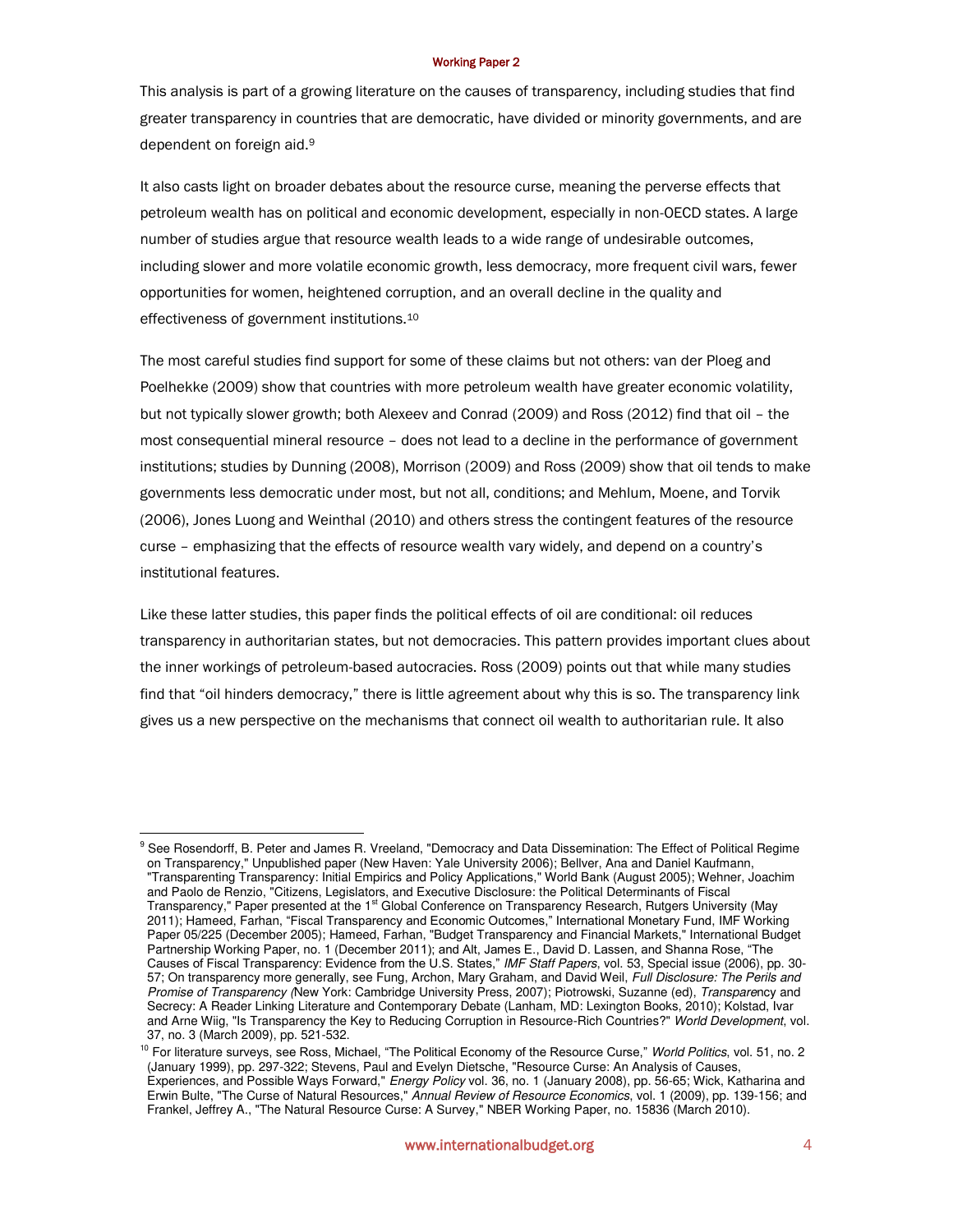This analysis is part of a growing literature on the causes of transparency, including studies that find greater transparency in countries that are democratic, have divided or minority governments, and are dependent on foreign aid.[9]

It also casts light on broader debates about the resource curse, meaning the perverse effects that petroleum wealth has on political and economic development, especially in non-OECD states. A large number of studies argue that resource wealth leads to a wide range of undesirable outcomes, including slower and more volatile economic growth, less democracy, more frequent civil wars, fewer opportunities for women, heightened corruption, and an overall decline in the quality and effectiveness of government institutions.[10]

The most careful studies find support for some of these claims but not others: van der Ploeg and Poelhekke (2009) show that countries with more petroleum wealth have greater economic volatility, but not typically slower growth; both Alexeev and Conrad (2009) and Ross (2012) find that oil – the most consequential mineral resource – does not lead to a decline in the performance of government institutions; studies by Dunning (2008), Morrison (2009) and Ross (2009) show that oil tends to make governments less democratic under most, but not all, conditions; and Mehlum, Moene, and Torvik (2006), Jones Luong and Weinthal (2010) and others stress the contingent features of the resource curse – emphasizing that the effects of resource wealth vary widely, and depend on a country's institutional features.

Like these latter studies, this paper finds the political effects of oil are conditional: oil reduces transparency in authoritarian states, but not democracies. This pattern provides important clues about the inner workings of petroleum-based autocracies. Ross (2009) points out that while many studies find that "oil hinders democracy," there is little agreement about why this is so. The transparency link gives us a new perspective on the mechanisms that connect oil wealth to authoritarian rule. It also

---

[9] See Rosendorff, B. Peter and James R. Vreeland, "Democracy and Data Dissemination: The Effect of Political Regime on Transparency," Unpublished paper (New Haven: Yale University 2006); Bellver, Ana and Daniel Kaufmann, "Transparenting Transparency: Initial Empirics and Policy Applications," World Bank (August 2005); Wehner, Joachim and Paolo de Renzio, "Citizens, Legislators, and Executive Disclosure: the Political Determinants of Fiscal Transparency," Paper presented at the 1st Global Conference on Transparency Research, Rutgers University (May 2011); Hameed, Farhan, "Fiscal Transparency and Economic Outcomes," International Monetary Fund, IMF Working Paper 05/225 (December 2005); Hameed, Farhan, "Budget Transparency and Financial Markets," International Budget Partnership Working Paper, no. 1 (December 2011); and Alt, James E., David D. Lassen, and Shanna Rose, "The Causes of Fiscal Transparency: Evidence from the U.S. States," *IMF Staff Papers*, vol. 53, Special issue (2006), pp. 30-57; On transparency more generally, see Fung, Archon, Mary Graham, and David Weil, *Full Disclosure: The Perils and Promise of Transparency* (New York: Cambridge University Press, 2007); Piotrowski, Suzanne (ed), *Transparency* and Secrecy: A Reader Linking Literature and Contemporary Debate (Lanham, MD: Lexington Books, 2010); Kolstad, Ivar and Arne Wiig, "Is Transparency the Key to Reducing Corruption in Resource-Rich Countries?" *World Development*, vol. 37, no. 3 (March 2009), pp. 521-532.

[10] For literature surveys, see Ross, Michael, "The Political Economy of the Resource Curse," *World Politics*, vol. 51, no. 2 (January 1999), pp. 297-322; Stevens, Paul and Evelyn Dietsche, "Resource Curse: An Analysis of Causes, Experiences, and Possible Ways Forward," *Energy Policy* vol. 36, no. 1 (January 2008), pp. 56-65; Wick, Katharina and Erwin Bulte, "The Curse of Natural Resources," *Annual Review of Resource Economics*, vol. 1 (2009), pp. 139-156; and Frankel, Jeffrey A., "The Natural Resource Curse: A Survey," NBER Working Paper, no. 15836 (March 2010).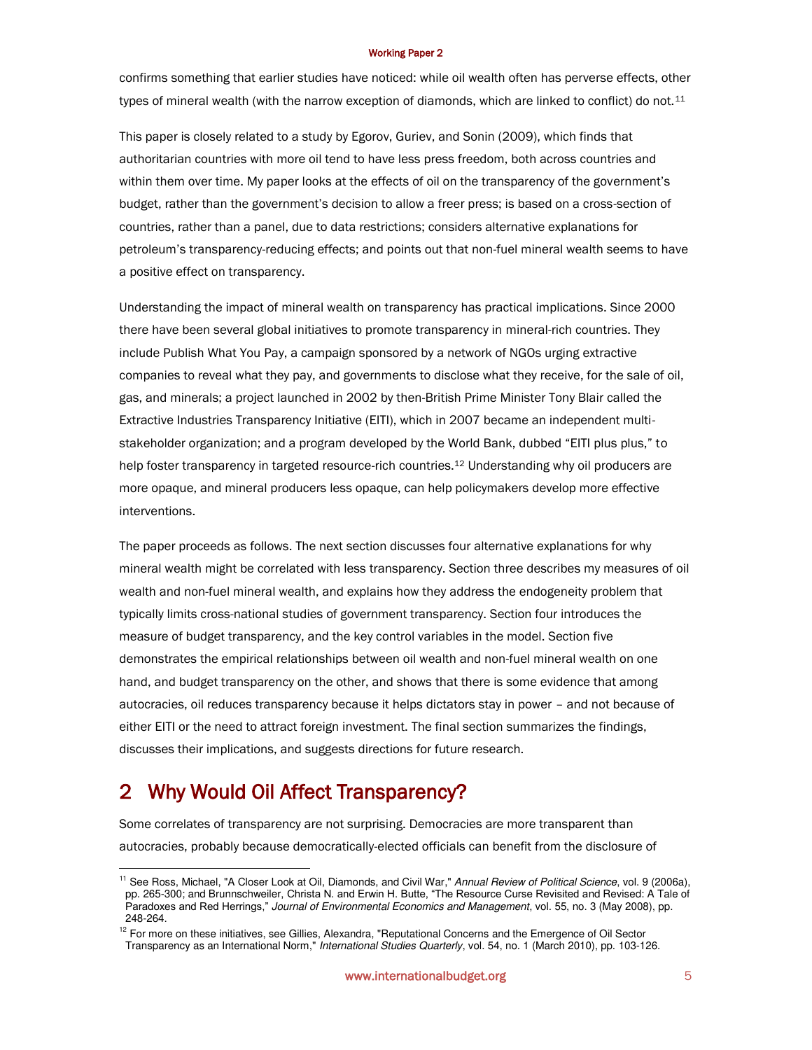confirms something that earlier studies have noticed: while oil wealth often has perverse effects, other types of mineral wealth (with the narrow exception of diamonds, which are linked to conflict) do not.[11]

This paper is closely related to a study by Egorov, Guriev, and Sonin (2009), which finds that authoritarian countries with more oil tend to have less press freedom, both across countries and within them over time. My paper looks at the effects of oil on the transparency of the government's budget, rather than the government's decision to allow a freer press; is based on a cross-section of countries, rather than a panel, due to data restrictions; considers alternative explanations for petroleum's transparency-reducing effects; and points out that non-fuel mineral wealth seems to have a positive effect on transparency.

Understanding the impact of mineral wealth on transparency has practical implications. Since 2000 there have been several global initiatives to promote transparency in mineral-rich countries. They include Publish What You Pay, a campaign sponsored by a network of NGOs urging extractive companies to reveal what they pay, and governments to disclose what they receive, for the sale of oil, gas, and minerals; a project launched in 2002 by then-British Prime Minister Tony Blair called the Extractive Industries Transparency Initiative (EITI), which in 2007 became an independent multi-stakeholder organization; and a program developed by the World Bank, dubbed "EITI plus plus," to help foster transparency in targeted resource-rich countries.[12] Understanding why oil producers are more opaque, and mineral producers less opaque, can help policymakers develop more effective interventions.

The paper proceeds as follows. The next section discusses four alternative explanations for why mineral wealth might be correlated with less transparency. Section three describes my measures of oil wealth and non-fuel mineral wealth, and explains how they address the endogeneity problem that typically limits cross-national studies of government transparency. Section four introduces the measure of budget transparency, and the key control variables in the model. Section five demonstrates the empirical relationships between oil wealth and non-fuel mineral wealth on one hand, and budget transparency on the other, and shows that there is some evidence that among autocracies, oil reduces transparency because it helps dictators stay in power – and not because of either EITI or the need to attract foreign investment. The final section summarizes the findings, discusses their implications, and suggests directions for future research.

## 2 Why Would Oil Affect Transparency?

Some correlates of transparency are not surprising. Democracies are more transparent than autocracies, probably because democratically-elected officials can benefit from the disclosure of

---

[11] See Ross, Michael, "A Closer Look at Oil, Diamonds, and Civil War," *Annual Review of Political Science*, vol. 9 (2006a), pp. 265-300; and Brunnschweiler, Christa N. and Erwin H. Butte, "The Resource Curse Revisited and Revised: A Tale of Paradoxes and Red Herrings," *Journal of Environmental Economics and Management*, vol. 55, no. 3 (May 2008), pp. 248-264.

[12] For more on these initiatives, see Gillies, Alexandra, "Reputational Concerns and the Emergence of Oil Sector Transparency as an International Norm," *International Studies Quarterly*, vol. 54, no. 1 (March 2010), pp. 103-126.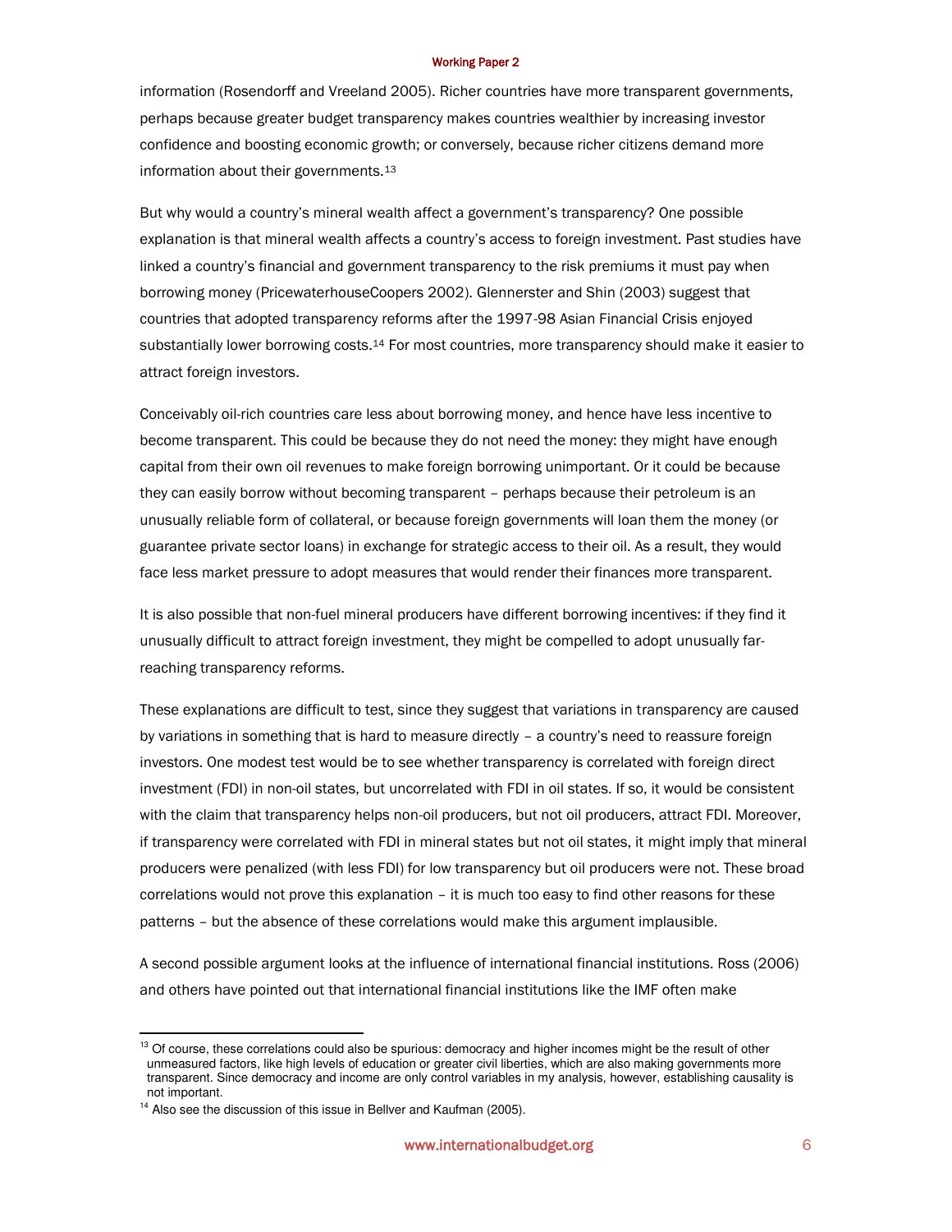information (Rosendorff and Vreeland 2005). Richer countries have more transparent governments, perhaps because greater budget transparency makes countries wealthier by increasing investor confidence and boosting economic growth; or conversely, because richer citizens demand more information about their governments.[13]

But why would a country's mineral wealth affect a government's transparency? One possible explanation is that mineral wealth affects a country's access to foreign investment. Past studies have linked a country's financial and government transparency to the risk premiums it must pay when borrowing money (PricewaterhouseCoopers 2002). Glennerster and Shin (2003) suggest that countries that adopted transparency reforms after the 1997-98 Asian Financial Crisis enjoyed substantially lower borrowing costs.[14] For most countries, more transparency should make it easier to attract foreign investors.

Conceivably oil-rich countries care less about borrowing money, and hence have less incentive to become transparent. This could be because they do not need the money: they might have enough capital from their own oil revenues to make foreign borrowing unimportant. Or it could be because they can easily borrow without becoming transparent – perhaps because their petroleum is an unusually reliable form of collateral, or because foreign governments will loan them the money (or guarantee private sector loans) in exchange for strategic access to their oil. As a result, they would face less market pressure to adopt measures that would render their finances more transparent.

It is also possible that non-fuel mineral producers have different borrowing incentives: if they find it unusually difficult to attract foreign investment, they might be compelled to adopt unusually far-reaching transparency reforms.

These explanations are difficult to test, since they suggest that variations in transparency are caused by variations in something that is hard to measure directly – a country's need to reassure foreign investors. One modest test would be to see whether transparency is correlated with foreign direct investment (FDI) in non-oil states, but uncorrelated with FDI in oil states. If so, it would be consistent with the claim that transparency helps non-oil producers, but not oil producers, attract FDI. Moreover, if transparency were correlated with FDI in mineral states but not oil states, it might imply that mineral producers were penalized (with less FDI) for low transparency but oil producers were not. These broad correlations would not prove this explanation – it is much too easy to find other reasons for these patterns – but the absence of these correlations would make this argument implausible.

A second possible argument looks at the influence of international financial institutions. Ross (2006) and others have pointed out that international financial institutions like the IMF often make

---

[13] Of course, these correlations could also be spurious: democracy and higher incomes might be the result of other unmeasured factors, like high levels of education or greater civil liberties, which are also making governments more transparent. Since democracy and income are only control variables in my analysis, however, establishing causality is not important.

[14] Also see the discussion of this issue in Bellver and Kaufman (2005).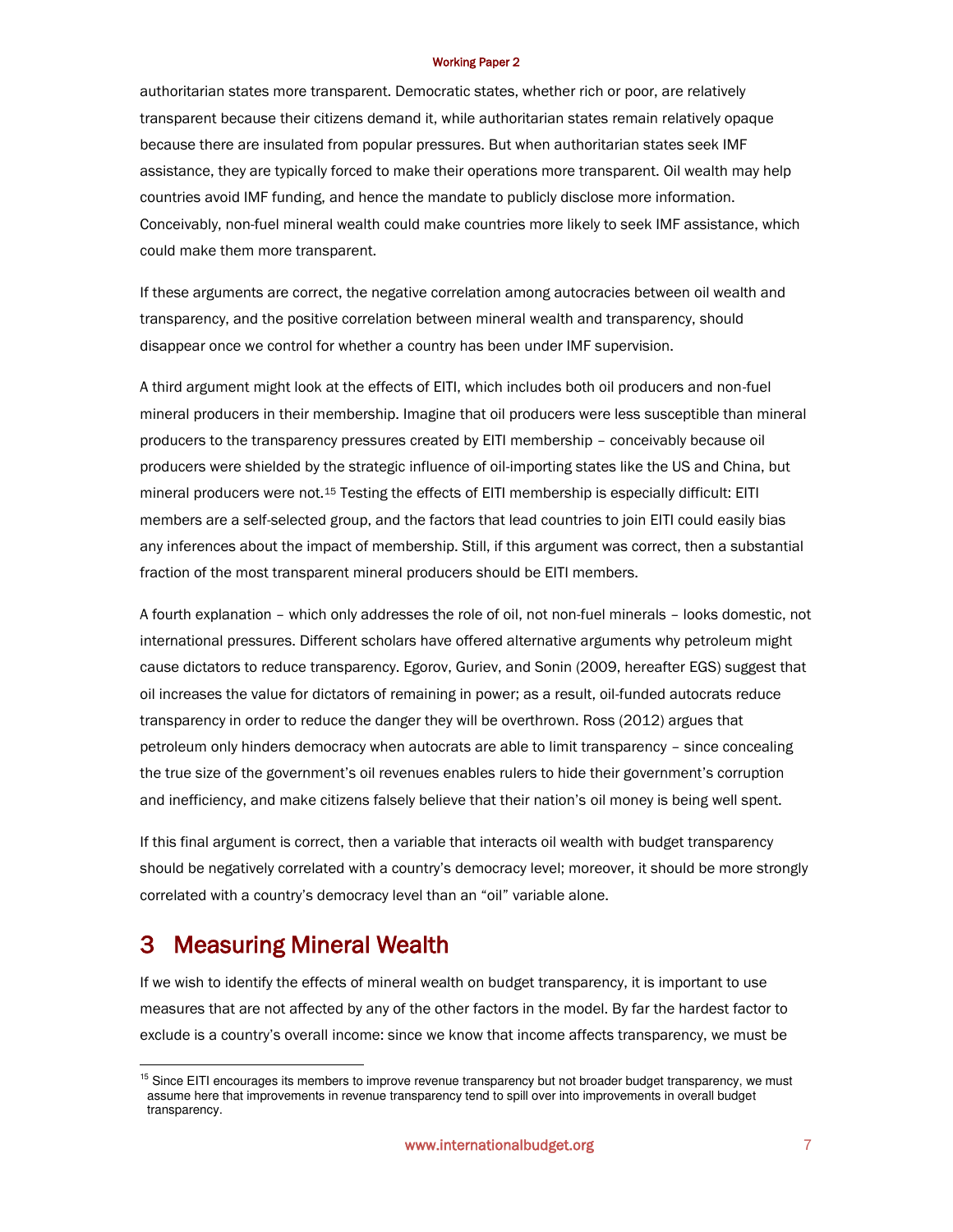authoritarian states more transparent. Democratic states, whether rich or poor, are relatively transparent because their citizens demand it, while authoritarian states remain relatively opaque because there are insulated from popular pressures. But when authoritarian states seek IMF assistance, they are typically forced to make their operations more transparent. Oil wealth may help countries avoid IMF funding, and hence the mandate to publicly disclose more information. Conceivably, non-fuel mineral wealth could make countries more likely to seek IMF assistance, which could make them more transparent.

If these arguments are correct, the negative correlation among autocracies between oil wealth and transparency, and the positive correlation between mineral wealth and transparency, should disappear once we control for whether a country has been under IMF supervision.

A third argument might look at the effects of EITI, which includes both oil producers and non-fuel mineral producers in their membership. Imagine that oil producers were less susceptible than mineral producers to the transparency pressures created by EITI membership – conceivably because oil producers were shielded by the strategic influence of oil-importing states like the US and China, but mineral producers were not.[15] Testing the effects of EITI membership is especially difficult: EITI members are a self-selected group, and the factors that lead countries to join EITI could easily bias any inferences about the impact of membership. Still, if this argument was correct, then a substantial fraction of the most transparent mineral producers should be EITI members.

A fourth explanation – which only addresses the role of oil, not non-fuel minerals – looks domestic, not international pressures. Different scholars have offered alternative arguments why petroleum might cause dictators to reduce transparency. Egorov, Guriev, and Sonin (2009, hereafter EGS) suggest that oil increases the value for dictators of remaining in power; as a result, oil-funded autocrats reduce transparency in order to reduce the danger they will be overthrown. Ross (2012) argues that petroleum only hinders democracy when autocrats are able to limit transparency – since concealing the true size of the government's oil revenues enables rulers to hide their government's corruption and inefficiency, and make citizens falsely believe that their nation's oil money is being well spent.

If this final argument is correct, then a variable that interacts oil wealth with budget transparency should be negatively correlated with a country's democracy level; moreover, it should be more strongly correlated with a country's democracy level than an "oil" variable alone.

## 3 Measuring Mineral Wealth

If we wish to identify the effects of mineral wealth on budget transparency, it is important to use measures that are not affected by any of the other factors in the model. By far the hardest factor to exclude is a country's overall income: since we know that income affects transparency, we must be

[15] Since EITI encourages its members to improve revenue transparency but not broader budget transparency, we must assume here that improvements in revenue transparency tend to spill over into improvements in overall budget transparency.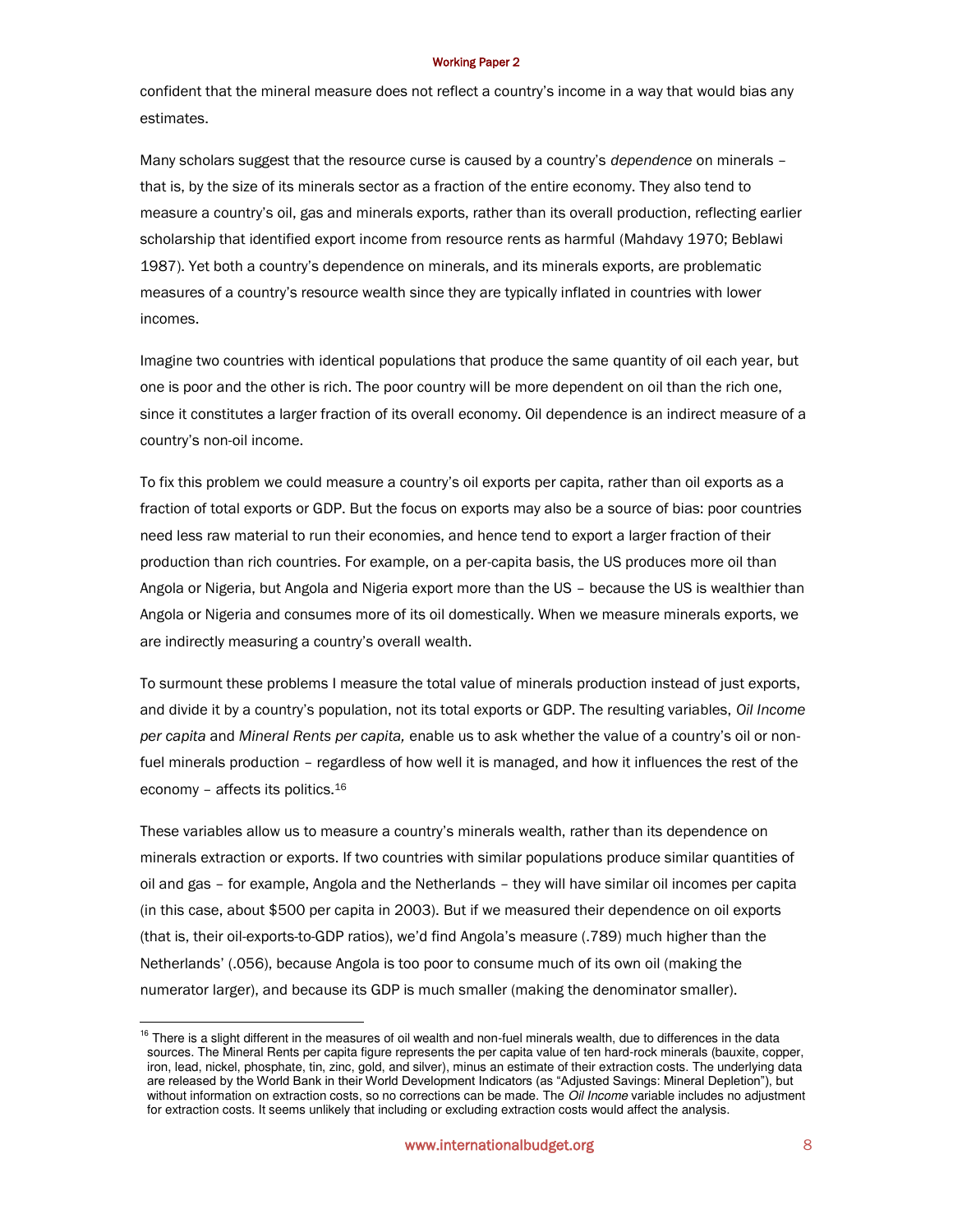confident that the mineral measure does not reflect a country's income in a way that would bias any estimates.

Many scholars suggest that the resource curse is caused by a country's *dependence* on minerals – that is, by the size of its minerals sector as a fraction of the entire economy. They also tend to measure a country's oil, gas and minerals exports, rather than its overall production, reflecting earlier scholarship that identified export income from resource rents as harmful (Mahdavy 1970; Beblawi 1987). Yet both a country's dependence on minerals, and its minerals exports, are problematic measures of a country's resource wealth since they are typically inflated in countries with lower incomes.

Imagine two countries with identical populations that produce the same quantity of oil each year, but one is poor and the other is rich. The poor country will be more dependent on oil than the rich one, since it constitutes a larger fraction of its overall economy. Oil dependence is an indirect measure of a country's non-oil income.

To fix this problem we could measure a country's oil exports per capita, rather than oil exports as a fraction of total exports or GDP. But the focus on exports may also be a source of bias: poor countries need less raw material to run their economies, and hence tend to export a larger fraction of their production than rich countries. For example, on a per-capita basis, the US produces more oil than Angola or Nigeria, but Angola and Nigeria export more than the US – because the US is wealthier than Angola or Nigeria and consumes more of its oil domestically. When we measure minerals exports, we are indirectly measuring a country's overall wealth.

To surmount these problems I measure the total value of minerals production instead of just exports, and divide it by a country's population, not its total exports or GDP. The resulting variables, *Oil Income per capita* and *Mineral Rents per capita,* enable us to ask whether the value of a country's oil or non-fuel minerals production – regardless of how well it is managed, and how it influences the rest of the economy – affects its politics.[16]

These variables allow us to measure a country's minerals wealth, rather than its dependence on minerals extraction or exports. If two countries with similar populations produce similar quantities of oil and gas – for example, Angola and the Netherlands – they will have similar oil incomes per capita (in this case, about $500 per capita in 2003). But if we measured their dependence on oil exports (that is, their oil-exports-to-GDP ratios), we'd find Angola's measure (.789) much higher than the Netherlands' (.056), because Angola is too poor to consume much of its own oil (making the numerator larger), and because its GDP is much smaller (making the denominator smaller).

---

[16] There is a slight different in the measures of oil wealth and non-fuel minerals wealth, due to differences in the data sources. The Mineral Rents per capita figure represents the per capita value of ten hard-rock minerals (bauxite, copper, iron, lead, nickel, phosphate, tin, zinc, gold, and silver), minus an estimate of their extraction costs. The underlying data are released by the World Bank in their World Development Indicators (as "Adjusted Savings: Mineral Depletion"), but without information on extraction costs, so no corrections can be made. The *Oil Income* variable includes no adjustment for extraction costs. It seems unlikely that including or excluding extraction costs would affect the analysis.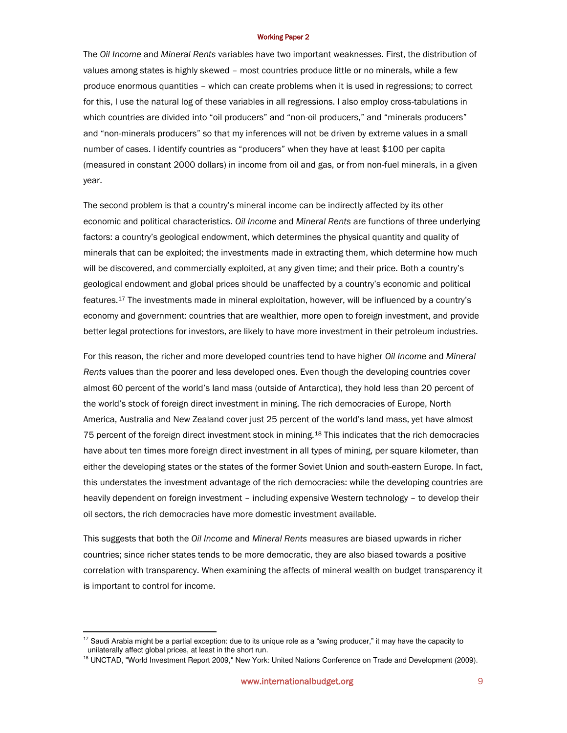The *Oil Income* and *Mineral Rents* variables have two important weaknesses. First, the distribution of values among states is highly skewed – most countries produce little or no minerals, while a few produce enormous quantities – which can create problems when it is used in regressions; to correct for this, I use the natural log of these variables in all regressions. I also employ cross-tabulations in which countries are divided into "oil producers" and "non-oil producers," and "minerals producers" and "non-minerals producers" so that my inferences will not be driven by extreme values in a small number of cases. I identify countries as "producers" when they have at least $100 per capita (measured in constant 2000 dollars) in income from oil and gas, or from non-fuel minerals, in a given year.

The second problem is that a country's mineral income can be indirectly affected by its other economic and political characteristics. *Oil Income* and *Mineral Rents* are functions of three underlying factors: a country's geological endowment, which determines the physical quantity and quality of minerals that can be exploited; the investments made in extracting them, which determine how much will be discovered, and commercially exploited, at any given time; and their price. Both a country's geological endowment and global prices should be unaffected by a country's economic and political features.[17] The investments made in mineral exploitation, however, will be influenced by a country's economy and government: countries that are wealthier, more open to foreign investment, and provide better legal protections for investors, are likely to have more investment in their petroleum industries.

For this reason, the richer and more developed countries tend to have higher *Oil Income* and *Mineral Rents* values than the poorer and less developed ones. Even though the developing countries cover almost 60 percent of the world's land mass (outside of Antarctica), they hold less than 20 percent of the world's stock of foreign direct investment in mining. The rich democracies of Europe, North America, Australia and New Zealand cover just 25 percent of the world's land mass, yet have almost 75 percent of the foreign direct investment stock in mining.[18] This indicates that the rich democracies have about ten times more foreign direct investment in all types of mining, per square kilometer, than either the developing states or the states of the former Soviet Union and south-eastern Europe. In fact, this understates the investment advantage of the rich democracies: while the developing countries are heavily dependent on foreign investment – including expensive Western technology – to develop their oil sectors, the rich democracies have more domestic investment available.

This suggests that both the *Oil Income* and *Mineral Rents* measures are biased upwards in richer countries; since richer states tends to be more democratic, they are also biased towards a positive correlation with transparency. When examining the affects of mineral wealth on budget transparency it is important to control for income.

---

[17] Saudi Arabia might be a partial exception: due to its unique role as a "swing producer," it may have the capacity to unilaterally affect global prices, at least in the short run.

[18] UNCTAD, "World Investment Report 2009," New York: United Nations Conference on Trade and Development (2009).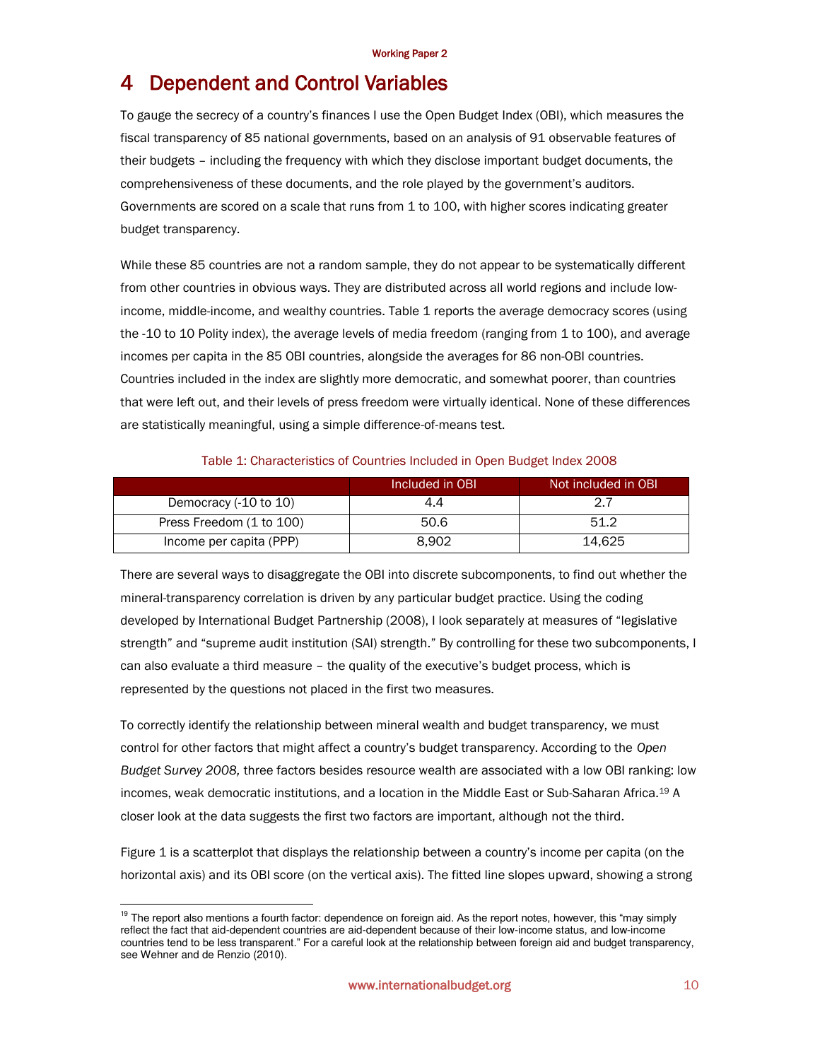# 4 Dependent and Control Variables

To gauge the secrecy of a country's finances I use the Open Budget Index (OBI), which measures the fiscal transparency of 85 national governments, based on an analysis of 91 observable features of their budgets – including the frequency with which they disclose important budget documents, the comprehensiveness of these documents, and the role played by the government's auditors. Governments are scored on a scale that runs from 1 to 100, with higher scores indicating greater budget transparency.

While these 85 countries are not a random sample, they do not appear to be systematically different from other countries in obvious ways. They are distributed across all world regions and include low-income, middle-income, and wealthy countries. Table 1 reports the average democracy scores (using the -10 to 10 Polity index), the average levels of media freedom (ranging from 1 to 100), and average incomes per capita in the 85 OBI countries, alongside the averages for 86 non-OBI countries. Countries included in the index are slightly more democratic, and somewhat poorer, than countries that were left out, and their levels of press freedom were virtually identical. None of these differences are statistically meaningful, using a simple difference-of-means test.

Table 1: Characteristics of Countries Included in Open Budget Index 2008

| | Included in OBI | Not included in OBI |
|---|---|---|
| Democracy (-10 to 10) | 4.4 | 2.7 |
| Press Freedom (1 to 100) | 50.6 | 51.2 |
| Income per capita (PPP) | 8,902 | 14,625 |

There are several ways to disaggregate the OBI into discrete subcomponents, to find out whether the mineral-transparency correlation is driven by any particular budget practice. Using the coding developed by International Budget Partnership (2008), I look separately at measures of "legislative strength" and "supreme audit institution (SAI) strength." By controlling for these two subcomponents, I can also evaluate a third measure – the quality of the executive's budget process, which is represented by the questions not placed in the first two measures.

To correctly identify the relationship between mineral wealth and budget transparency, we must control for other factors that might affect a country's budget transparency. According to the *Open Budget Survey 2008,* three factors besides resource wealth are associated with a low OBI ranking: low incomes, weak democratic institutions, and a location in the Middle East or Sub-Saharan Africa.[19] A closer look at the data suggests the first two factors are important, although not the third.

Figure 1 is a scatterplot that displays the relationship between a country's income per capita (on the horizontal axis) and its OBI score (on the vertical axis). The fitted line slopes upward, showing a strong

[19] The report also mentions a fourth factor: dependence on foreign aid. As the report notes, however, this "may simply reflect the fact that aid-dependent countries are aid-dependent because of their low-income status, and low-income countries tend to be less transparent." For a careful look at the relationship between foreign aid and budget transparency, see Wehner and de Renzio (2010).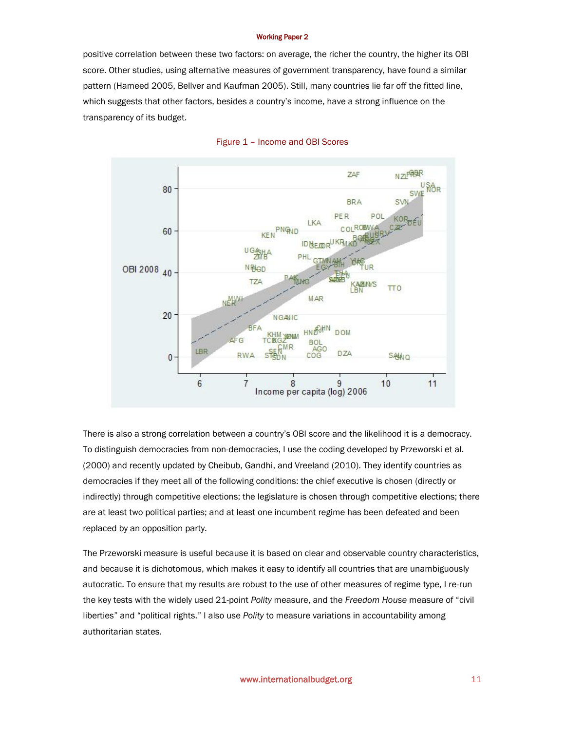positive correlation between these two factors: on average, the richer the country, the higher its OBI score. Other studies, using alternative measures of government transparency, have found a similar pattern (Hameed 2005, Bellver and Kaufman 2005). Still, many countries lie far off the fitted line, which suggests that other factors, besides a country's income, have a strong influence on the transparency of its budget.

Figure 1 – Income and OBI Scores

There is also a strong correlation between a country's OBI score and the likelihood it is a democracy. To distinguish democracies from non-democracies, I use the coding developed by Przeworski et al. (2000) and recently updated by Cheibub, Gandhi, and Vreeland (2010). They identify countries as democracies if they meet all of the following conditions: the chief executive is chosen (directly or indirectly) through competitive elections; the legislature is chosen through competitive elections; there are at least two political parties; and at least one incumbent regime has been defeated and been replaced by an opposition party.

The Przeworski measure is useful because it is based on clear and observable country characteristics, and because it is dichotomous, which makes it easy to identify all countries that are unambiguously autocratic. To ensure that my results are robust to the use of other measures of regime type, I re-run the key tests with the widely used 21-point *Polity* measure, and the *Freedom House* measure of "civil liberties" and "political rights." I also use *Polity* to measure variations in accountability among authoritarian states.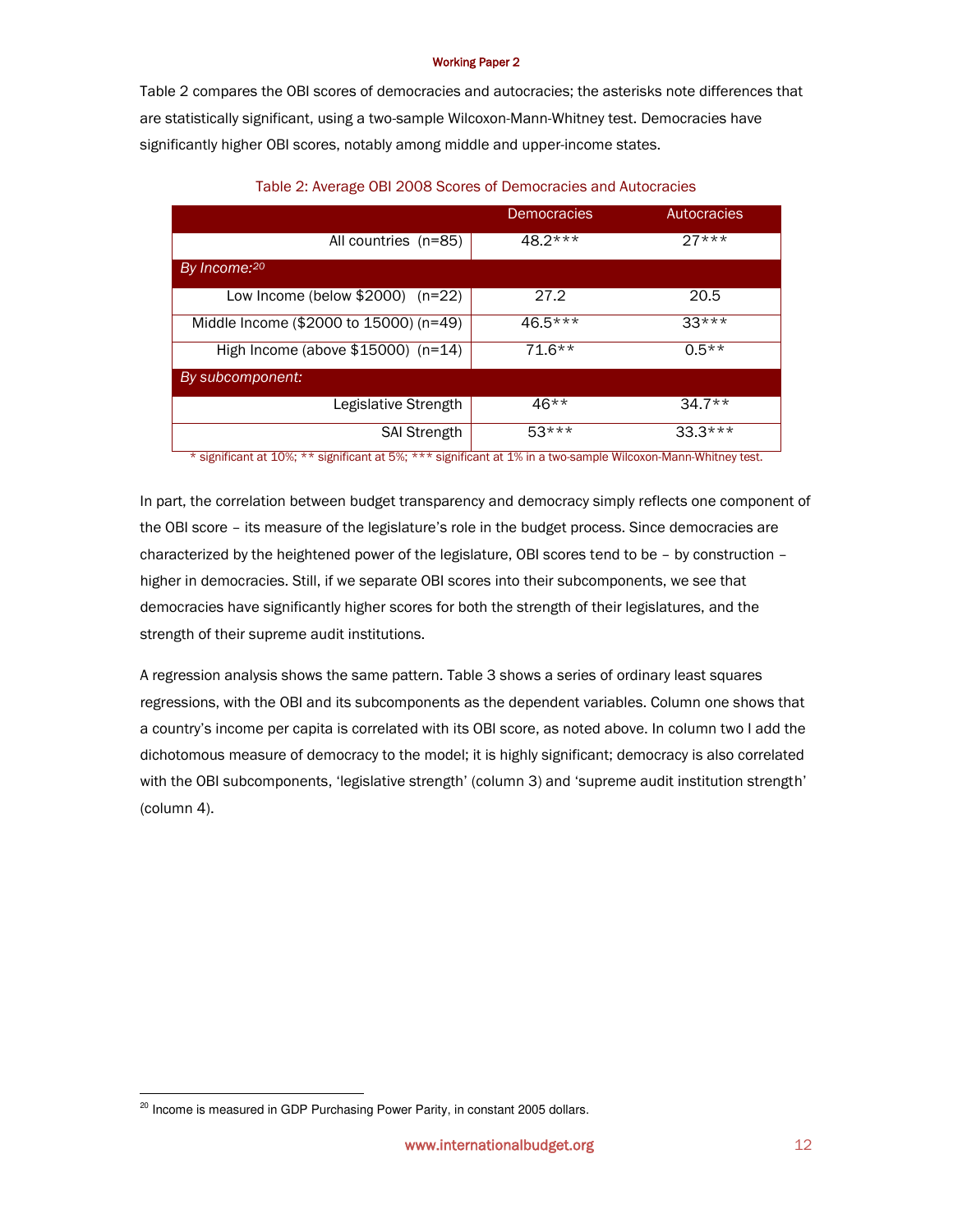Table 2 compares the OBI scores of democracies and autocracies; the asterisks note differences that are statistically significant, using a two-sample Wilcoxon-Mann-Whitney test. Democracies have significantly higher OBI scores, notably among middle and upper-income states.

Table 2: Average OBI 2008 Scores of Democracies and Autocracies

| | Democracies | Autocracies |
|---|---|---|
| All countries (n=85) | 48.2*** | 27*** |
| *By Income:*[20] | | |
| Low Income (below $2000) (n=22) | 27.2 | 20.5 |
| Middle Income ($2000 to 15000) (n=49) | 46.5*** | 33*** |
| High Income (above $15000) (n=14) | 71.6** | 0.5** |
| *By subcomponent:* | | |
| Legislative Strength | 46** | 34.7** |
| SAI Strength | 53*** | 33.3*** |

\* significant at 10%; ** significant at 5%; *** significant at 1% in a two-sample Wilcoxon-Mann-Whitney test.

In part, the correlation between budget transparency and democracy simply reflects one component of the OBI score – its measure of the legislature's role in the budget process. Since democracies are characterized by the heightened power of the legislature, OBI scores tend to be – by construction – higher in democracies. Still, if we separate OBI scores into their subcomponents, we see that democracies have significantly higher scores for both the strength of their legislatures, and the strength of their supreme audit institutions.

A regression analysis shows the same pattern. Table 3 shows a series of ordinary least squares regressions, with the OBI and its subcomponents as the dependent variables. Column one shows that a country's income per capita is correlated with its OBI score, as noted above. In column two I add the dichotomous measure of democracy to the model; it is highly significant; democracy is also correlated with the OBI subcomponents, 'legislative strength' (column 3) and 'supreme audit institution strength' (column 4).

[20] Income is measured in GDP Purchasing Power Parity, in constant 2005 dollars.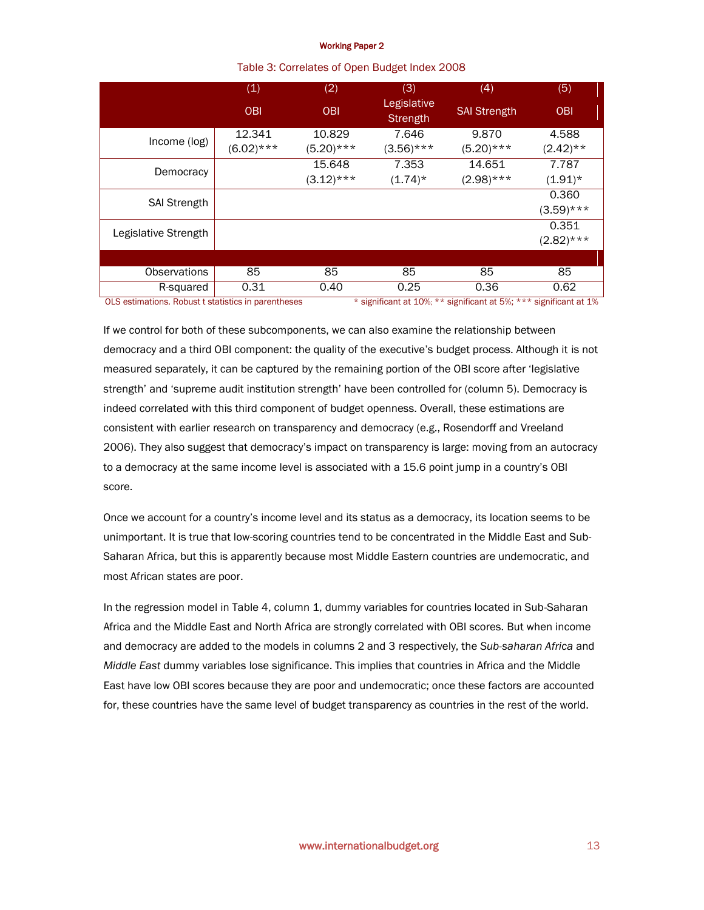Table 3: Correlates of Open Budget Index 2008

| | (1) OBI | (2) OBI | (3) Legislative Strength | (4) SAI Strength | (5) OBI |
|---|---|---|---|---|---|
| Income (log) | 12.341 (6.02)*** | 10.829 (5.20)*** | 7.646 (3.56)*** | 9.870 (5.20)*** | 4.588 (2.42)** |
| Democracy | | 15.648 (3.12)*** | 7.353 (1.74)* | 14.651 (2.98)*** | 7.787 (1.91)* |
| SAI Strength | | | | | 0.360 (3.59)*** |
| Legislative Strength | | | | | 0.351 (2.82)*** |
| Observations | 85 | 85 | 85 | 85 | 85 |
| R-squared | 0.31 | 0.40 | 0.25 | 0.36 | 0.62 |

OLS estimations. Robust t statistics in parentheses. * significant at 10%; ** significant at 5%; *** significant at 1%

If we control for both of these subcomponents, we can also examine the relationship between democracy and a third OBI component: the quality of the executive's budget process. Although it is not measured separately, it can be captured by the remaining portion of the OBI score after 'legislative strength' and 'supreme audit institution strength' have been controlled for (column 5). Democracy is indeed correlated with this third component of budget openness. Overall, these estimations are consistent with earlier research on transparency and democracy (e.g., Rosendorff and Vreeland 2006). They also suggest that democracy's impact on transparency is large: moving from an autocracy to a democracy at the same income level is associated with a 15.6 point jump in a country's OBI score.

Once we account for a country's income level and its status as a democracy, its location seems to be unimportant. It is true that low-scoring countries tend to be concentrated in the Middle East and Sub-Saharan Africa, but this is apparently because most Middle Eastern countries are undemocratic, and most African states are poor.

In the regression model in Table 4, column 1, dummy variables for countries located in Sub-Saharan Africa and the Middle East and North Africa are strongly correlated with OBI scores. But when income and democracy are added to the models in columns 2 and 3 respectively, the *Sub-saharan Africa* and *Middle East* dummy variables lose significance. This implies that countries in Africa and the Middle East have low OBI scores because they are poor and undemocratic; once these factors are accounted for, these countries have the same level of budget transparency as countries in the rest of the world.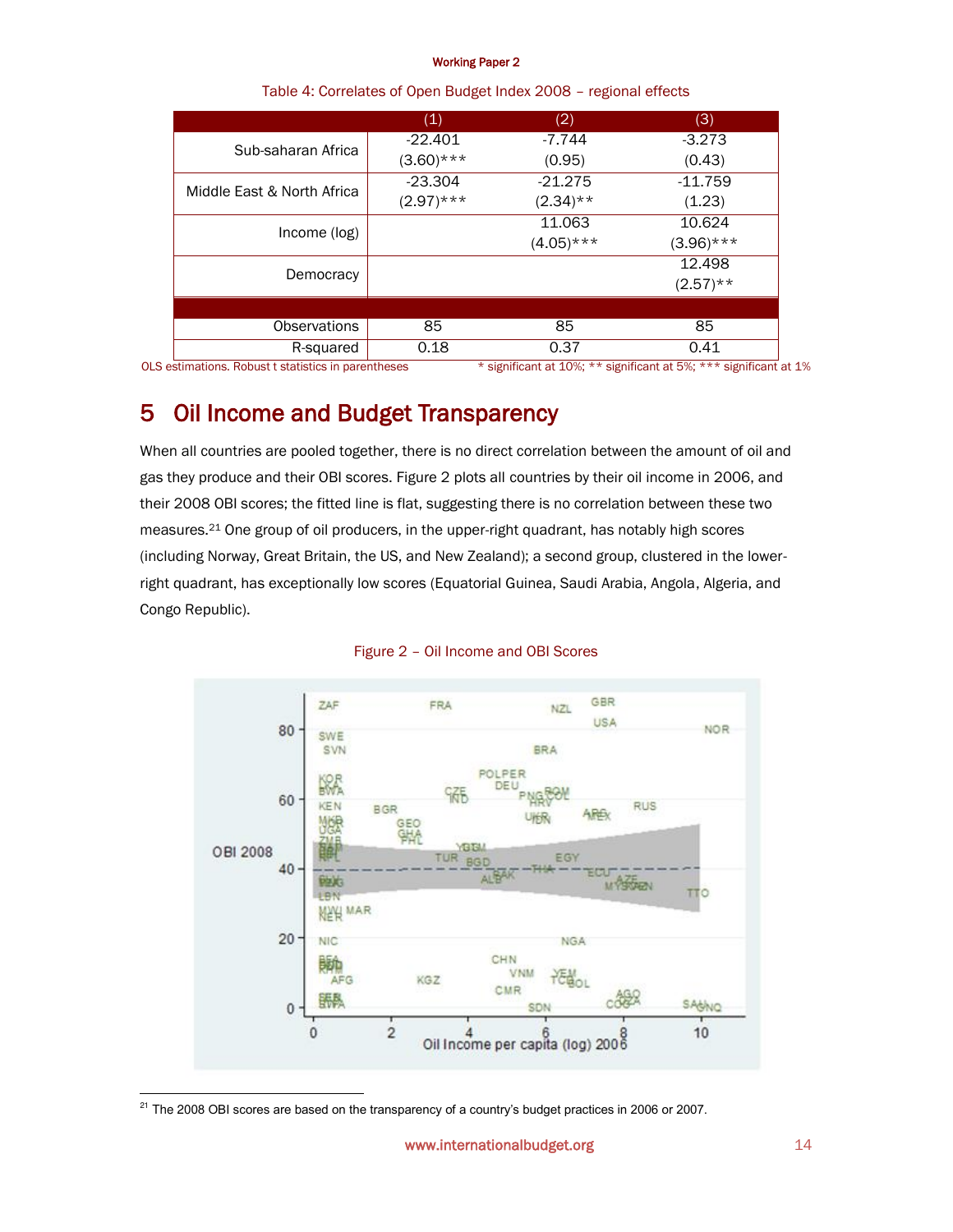Table 4: Correlates of Open Budget Index 2008 – regional effects

| | (1) | (2) | (3) |
|---|---|---|---|
| Sub-saharan Africa | -22.401<br>(3.60)*** | -7.744<br>(0.95) | -3.273<br>(0.43) |
| Middle East & North Africa | -23.304<br>(2.97)*** | -21.275<br>(2.34)** | -11.759<br>(1.23) |
| Income (log) | | 11.063<br>(4.05)*** | 10.624<br>(3.96)*** |
| Democracy | | | 12.498<br>(2.57)** |
| Observations | 85 | 85 | 85 |
| R-squared | 0.18 | 0.37 | 0.41 |

OLS estimations. Robust t statistics in parentheses * significant at 10%; ** significant at 5%; *** significant at 1%

# 5 Oil Income and Budget Transparency

When all countries are pooled together, there is no direct correlation between the amount of oil and gas they produce and their OBI scores. Figure 2 plots all countries by their oil income in 2006, and their 2008 OBI scores; the fitted line is flat, suggesting there is no correlation between these two measures.[21] One group of oil producers, in the upper-right quadrant, has notably high scores (including Norway, Great Britain, the US, and New Zealand); a second group, clustered in the lower-right quadrant, has exceptionally low scores (Equatorial Guinea, Saudi Arabia, Angola, Algeria, and Congo Republic).

Figure 2 – Oil Income and OBI Scores

[21] The 2008 OBI scores are based on the transparency of a country's budget practices in 2006 or 2007.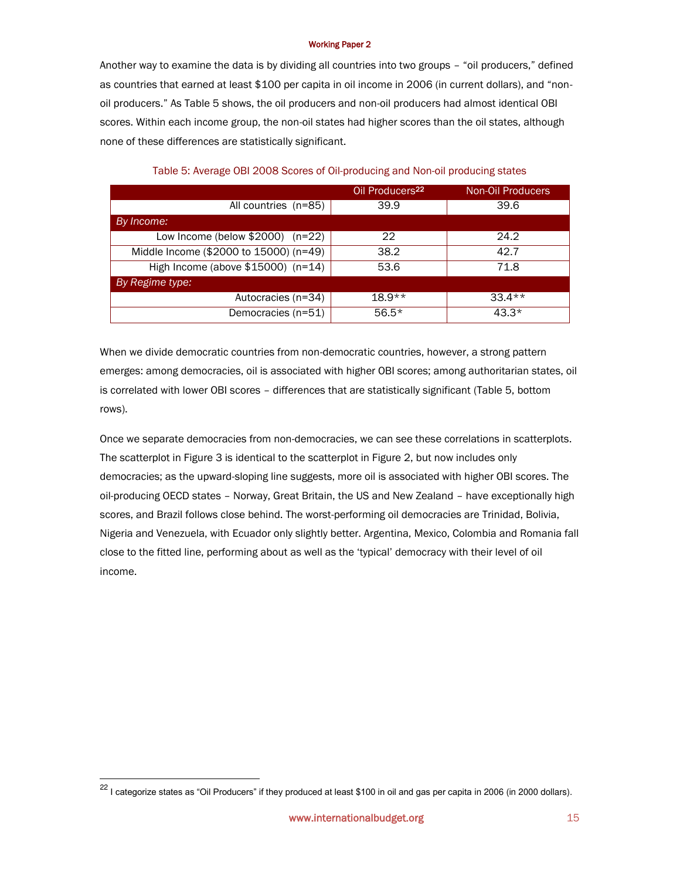Another way to examine the data is by dividing all countries into two groups – "oil producers," defined as countries that earned at least $100 per capita in oil income in 2006 (in current dollars), and "non-oil producers." As Table 5 shows, the oil producers and non-oil producers had almost identical OBI scores. Within each income group, the non-oil states had higher scores than the oil states, although none of these differences are statistically significant.

Table 5: Average OBI 2008 Scores of Oil-producing and Non-oil producing states

| | Oil Producers[22] | Non-Oil Producers |
|---|---|---|
| All countries (n=85) | 39.9 | 39.6 |
| *By Income:* | | |
| Low Income (below $2000) (n=22) | 22 | 24.2 |
| Middle Income ($2000 to 15000) (n=49) | 38.2 | 42.7 |
| High Income (above $15000) (n=14) | 53.6 | 71.8 |
| *By Regime type:* | | |
| Autocracies (n=34) | 18.9** | 33.4** |
| Democracies (n=51) | 56.5* | 43.3* |

When we divide democratic countries from non-democratic countries, however, a strong pattern emerges: among democracies, oil is associated with higher OBI scores; among authoritarian states, oil is correlated with lower OBI scores – differences that are statistically significant (Table 5, bottom rows).

Once we separate democracies from non-democracies, we can see these correlations in scatterplots. The scatterplot in Figure 3 is identical to the scatterplot in Figure 2, but now includes only democracies; as the upward-sloping line suggests, more oil is associated with higher OBI scores. The oil-producing OECD states – Norway, Great Britain, the US and New Zealand – have exceptionally high scores, and Brazil follows close behind. The worst-performing oil democracies are Trinidad, Bolivia, Nigeria and Venezuela, with Ecuador only slightly better. Argentina, Mexico, Colombia and Romania fall close to the fitted line, performing about as well as the 'typical' democracy with their level of oil income.

[22] I categorize states as "Oil Producers" if they produced at least $100 in oil and gas per capita in 2006 (in 2000 dollars).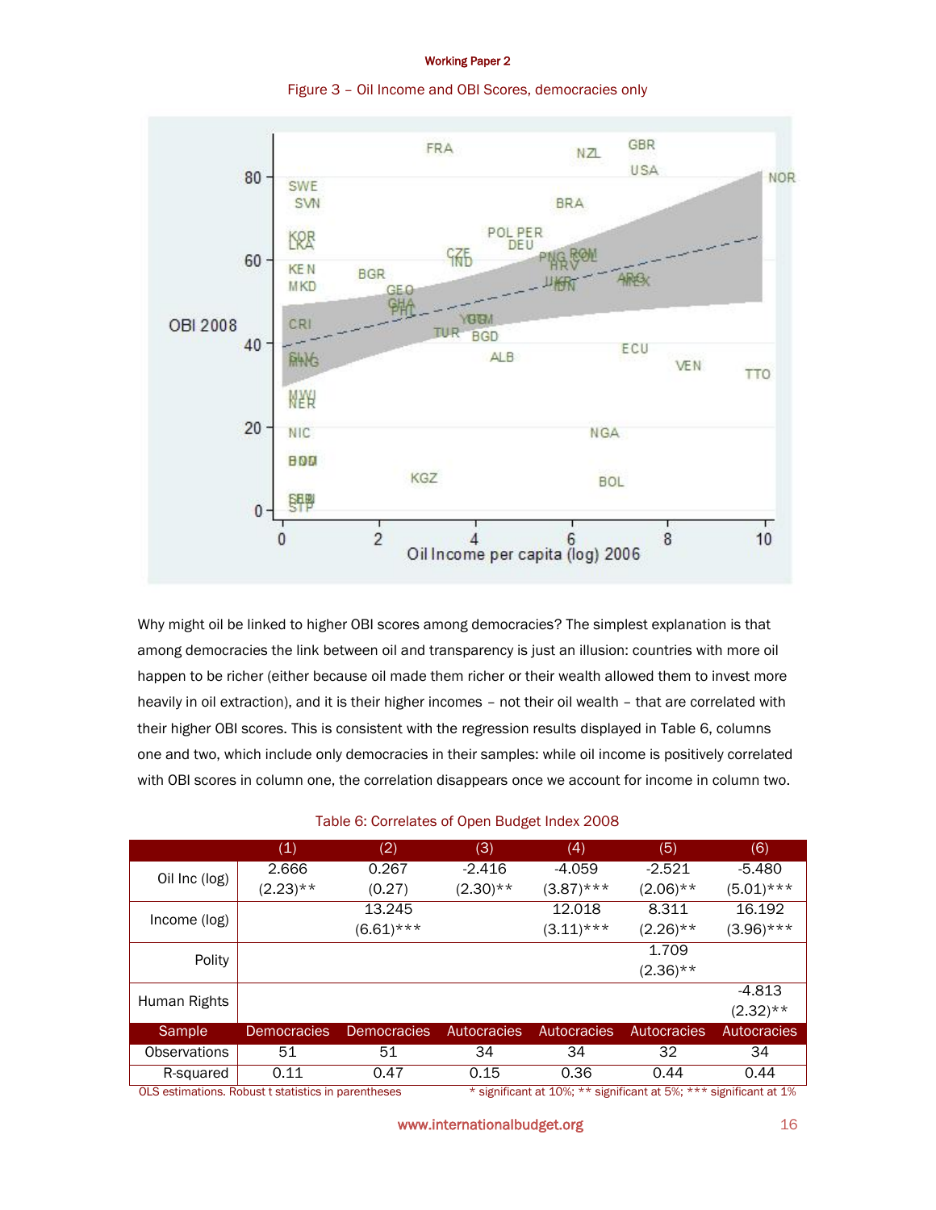Figure 3 – Oil Income and OBI Scores, democracies only

Why might oil be linked to higher OBI scores among democracies? The simplest explanation is that among democracies the link between oil and transparency is just an illusion: countries with more oil happen to be richer (either because oil made them richer or their wealth allowed them to invest more heavily in oil extraction), and it is their higher incomes – not their oil wealth – that are correlated with their higher OBI scores. This is consistent with the regression results displayed in Table 6, columns one and two, which include only democracies in their samples: while oil income is positively correlated with OBI scores in column one, the correlation disappears once we account for income in column two.

Table 6: Correlates of Open Budget Index 2008

| | (1) | (2) | (3) | (4) | (5) | (6) |
|---|---|---|---|---|---|---|
| Oil Inc (log) | 2.666<br>(2.23)** | 0.267<br>(0.27) | -2.416<br>(2.30)** | -4.059<br>(3.87)*** | -2.521<br>(2.06)** | -5.480<br>(5.01)*** |
| Income (log) | | 13.245<br>(6.61)*** | | 12.018<br>(3.11)*** | 8.311<br>(2.26)** | 16.192<br>(3.96)*** |
| Polity | | | | | 1.709<br>(2.36)** | |
| Human Rights | | | | | | -4.813<br>(2.32)** |
| Sample | Democracies | Democracies | Autocracies | Autocracies | Autocracies | Autocracies |
| Observations | 51 | 51 | 34 | 34 | 32 | 34 |
| R-squared | 0.11 | 0.47 | 0.15 | 0.36 | 0.44 | 0.44 |

OLS estimations. Robust t statistics in parentheses * significant at 10%; ** significant at 5%; *** significant at 1%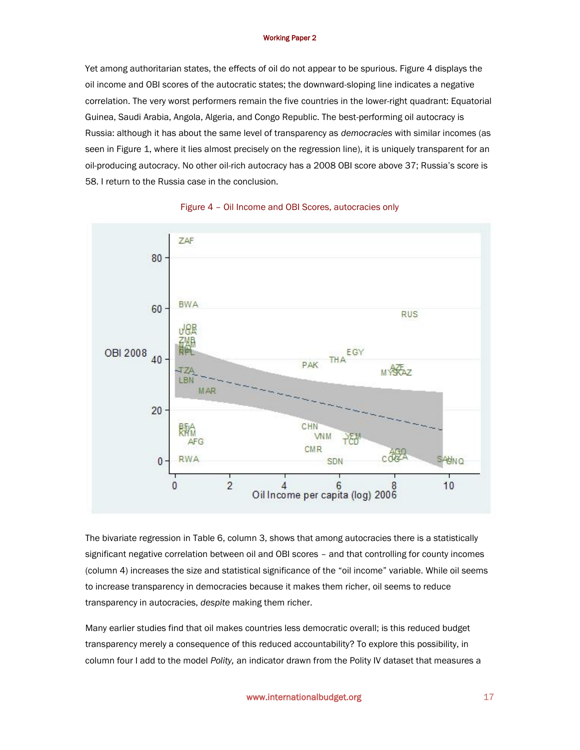Yet among authoritarian states, the effects of oil do not appear to be spurious. Figure 4 displays the oil income and OBI scores of the autocratic states; the downward-sloping line indicates a negative correlation. The very worst performers remain the five countries in the lower-right quadrant: Equatorial Guinea, Saudi Arabia, Angola, Algeria, and Congo Republic. The best-performing oil autocracy is Russia: although it has about the same level of transparency as *democracies* with similar incomes (as seen in Figure 1, where it lies almost precisely on the regression line), it is uniquely transparent for an oil-producing autocracy. No other oil-rich autocracy has a 2008 OBI score above 37; Russia's score is 58. I return to the Russia case in the conclusion.

Figure 4 – Oil Income and OBI Scores, autocracies only

The bivariate regression in Table 6, column 3, shows that among autocracies there is a statistically significant negative correlation between oil and OBI scores – and that controlling for county incomes (column 4) increases the size and statistical significance of the "oil income" variable. While oil seems to increase transparency in democracies because it makes them richer, oil seems to reduce transparency in autocracies, *despite* making them richer.

Many earlier studies find that oil makes countries less democratic overall; is this reduced budget transparency merely a consequence of this reduced accountability? To explore this possibility, in column four I add to the model *Polity,* an indicator drawn from the Polity IV dataset that measures a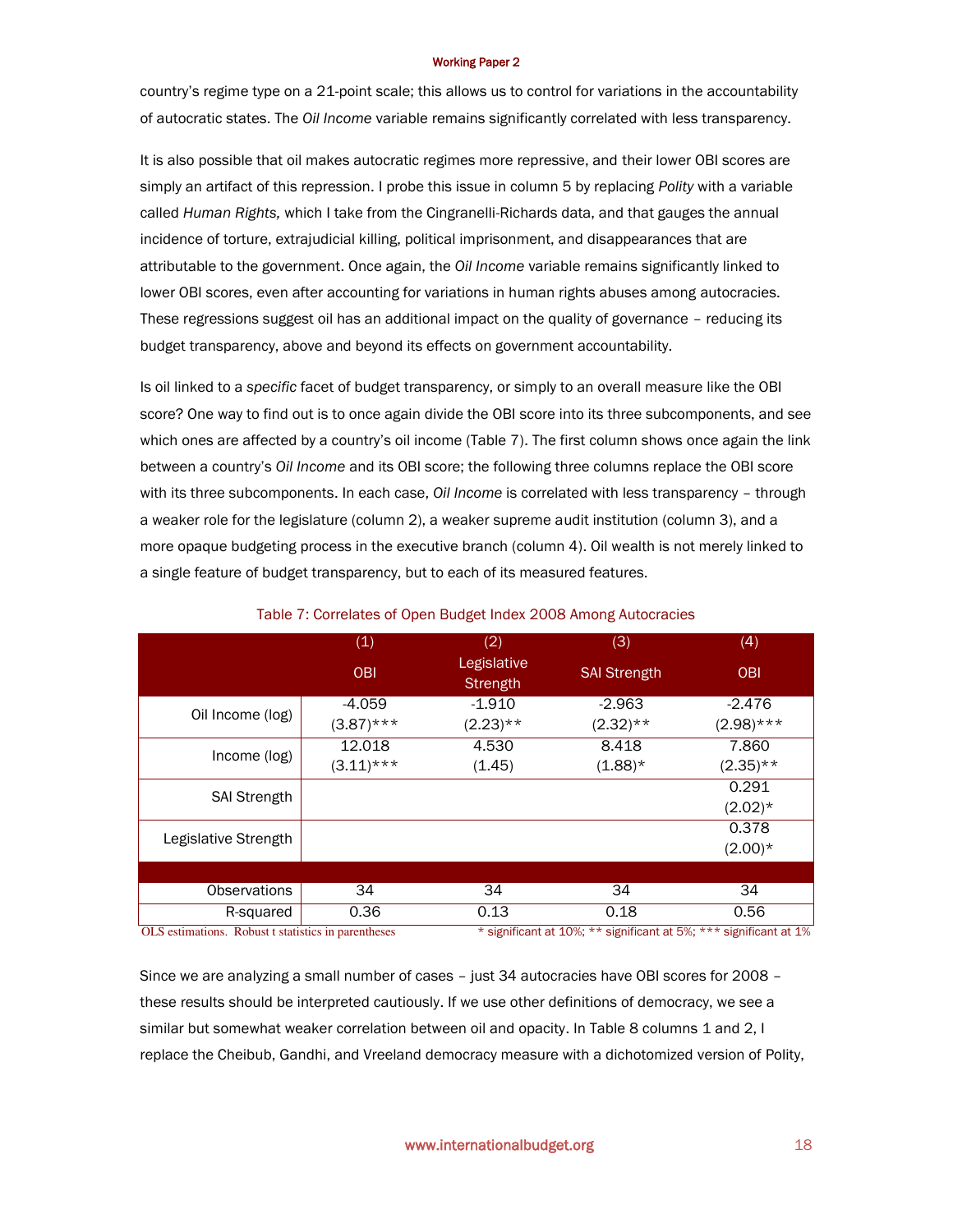country's regime type on a 21-point scale; this allows us to control for variations in the accountability of autocratic states. The *Oil Income* variable remains significantly correlated with less transparency.

It is also possible that oil makes autocratic regimes more repressive, and their lower OBI scores are simply an artifact of this repression. I probe this issue in column 5 by replacing *Polity* with a variable called *Human Rights,* which I take from the Cingranelli-Richards data, and that gauges the annual incidence of torture, extrajudicial killing, political imprisonment, and disappearances that are attributable to the government. Once again, the *Oil Income* variable remains significantly linked to lower OBI scores, even after accounting for variations in human rights abuses among autocracies. These regressions suggest oil has an additional impact on the quality of governance – reducing its budget transparency, above and beyond its effects on government accountability.

Is oil linked to a *specific* facet of budget transparency, or simply to an overall measure like the OBI score? One way to find out is to once again divide the OBI score into its three subcomponents, and see which ones are affected by a country's oil income (Table 7). The first column shows once again the link between a country's *Oil Income* and its OBI score; the following three columns replace the OBI score with its three subcomponents. In each case, *Oil Income* is correlated with less transparency – through a weaker role for the legislature (column 2), a weaker supreme audit institution (column 3), and a more opaque budgeting process in the executive branch (column 4). Oil wealth is not merely linked to a single feature of budget transparency, but to each of its measured features.

Table 7: Correlates of Open Budget Index 2008 Among Autocracies

| | (1) OBI | (2) Legislative Strength | (3) SAI Strength | (4) OBI |
|---|---|---|---|---|
| Oil Income (log) | -4.059 (3.87)*** | -1.910 (2.23)** | -2.963 (2.32)** | -2.476 (2.98)*** |
| Income (log) | 12.018 (3.11)*** | 4.530 (1.45) | 8.418 (1.88)* | 7.860 (2.35)** |
| SAI Strength | | | | 0.291 (2.02)* |
| Legislative Strength | | | | 0.378 (2.00)* |
| Observations | 34 | 34 | 34 | 34 |
| R-squared | 0.36 | 0.13 | 0.18 | 0.56 |

OLS estimations. Robust t statistics in parentheses &nbsp;&nbsp;&nbsp; * significant at 10%; ** significant at 5%; *** significant at 1%

Since we are analyzing a small number of cases – just 34 autocracies have OBI scores for 2008 – these results should be interpreted cautiously. If we use other definitions of democracy, we see a similar but somewhat weaker correlation between oil and opacity. In Table 8 columns 1 and 2, I replace the Cheibub, Gandhi, and Vreeland democracy measure with a dichotomized version of Polity,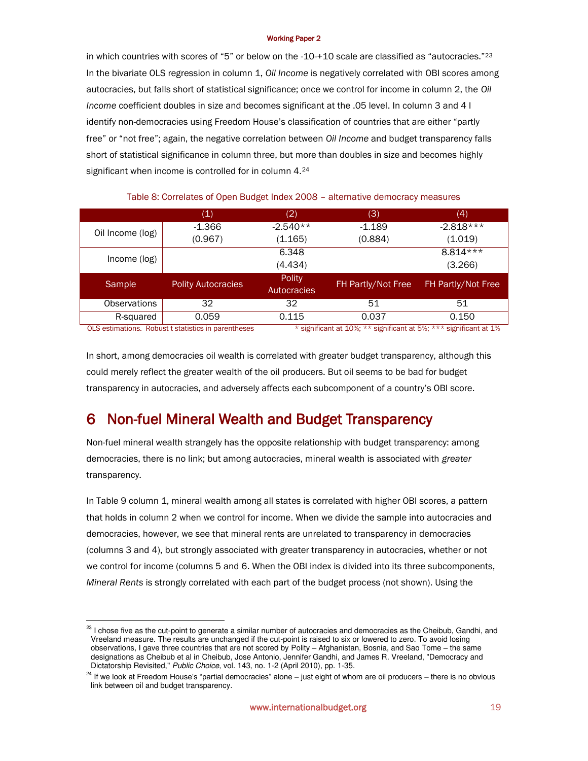in which countries with scores of "5" or below on the -10-+10 scale are classified as "autocracies."[23] In the bivariate OLS regression in column 1, *Oil Income* is negatively correlated with OBI scores among autocracies, but falls short of statistical significance; once we control for income in column 2, the *Oil Income* coefficient doubles in size and becomes significant at the .05 level. In column 3 and 4 I identify non-democracies using Freedom House's classification of countries that are either "partly free" or "not free"; again, the negative correlation between *Oil Income* and budget transparency falls short of statistical significance in column three, but more than doubles in size and becomes highly significant when income is controlled for in column 4.[24]

Table 8: Correlates of Open Budget Index 2008 – alternative democracy measures

| | (1) | (2) | (3) | (4) |
|---|---|---|---|---|
| Oil Income (log) | -1.366<br>(0.967) | -2.540**<br>(1.165) | -1.189<br>(0.884) | -2.818***<br>(1.019) |
| Income (log) | | 6.348<br>(4.434) | | 8.814***<br>(3.266) |
| Sample | Polity Autocracies | Polity Autocracies | FH Partly/Not Free | FH Partly/Not Free |
| Observations | 32 | 32 | 51 | 51 |
| R-squared | 0.059 | 0.115 | 0.037 | 0.150 |

OLS estimations. Robust t statistics in parentheses * significant at 10%; ** significant at 5%; *** significant at 1%

In short, among democracies oil wealth is correlated with greater budget transparency, although this could merely reflect the greater wealth of the oil producers. But oil seems to be bad for budget transparency in autocracies, and adversely affects each subcomponent of a country's OBI score.

# 6 Non-fuel Mineral Wealth and Budget Transparency

Non-fuel mineral wealth strangely has the opposite relationship with budget transparency: among democracies, there is no link; but among autocracies, mineral wealth is associated with *greater* transparency.

In Table 9 column 1, mineral wealth among all states is correlated with higher OBI scores, a pattern that holds in column 2 when we control for income. When we divide the sample into autocracies and democracies, however, we see that mineral rents are unrelated to transparency in democracies (columns 3 and 4), but strongly associated with greater transparency in autocracies, whether or not we control for income (columns 5 and 6. When the OBI index is divided into its three subcomponents, *Mineral Rents* is strongly correlated with each part of the budget process (not shown). Using the

[23] I chose five as the cut-point to generate a similar number of autocracies and democracies as the Cheibub, Gandhi, and Vreeland measure. The results are unchanged if the cut-point is raised to six or lowered to zero. To avoid losing observations, I gave three countries that are not scored by Polity – Afghanistan, Bosnia, and Sao Tome – the same designations as Cheibub et al in Cheibub, Jose Antonio, Jennifer Gandhi, and James R. Vreeland, "Democracy and Dictatorship Revisited," *Public Choice*, vol. 143, no. 1-2 (April 2010), pp. 1-35.

[24] If we look at Freedom House's "partial democracies" alone – just eight of whom are oil producers – there is no obvious link between oil and budget transparency.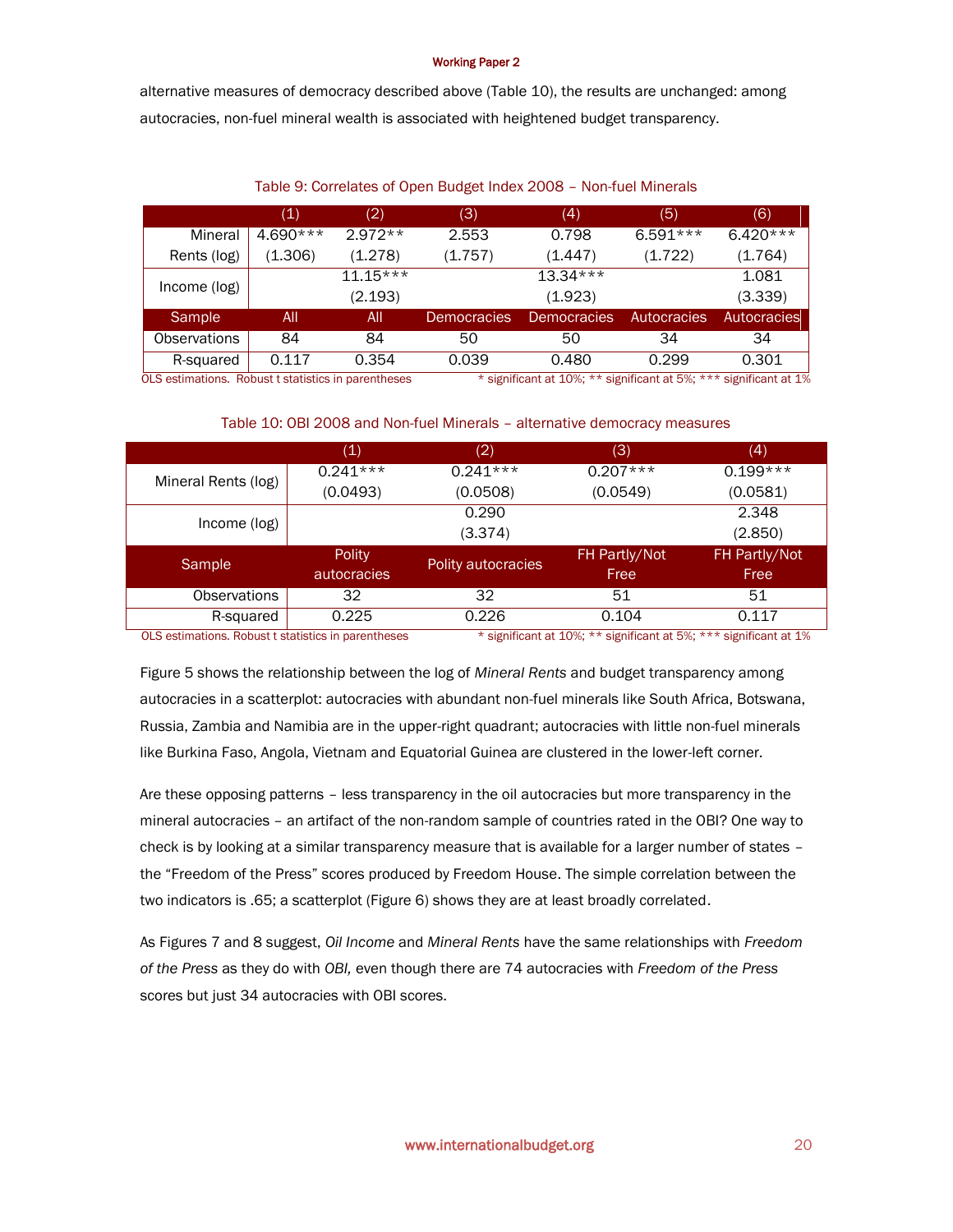alternative measures of democracy described above (Table 10), the results are unchanged: among autocracies, non-fuel mineral wealth is associated with heightened budget transparency.

Table 9: Correlates of Open Budget Index 2008 – Non-fuel Minerals

| | (1) | (2) | (3) | (4) | (5) | (6) |
|---|---|---|---|---|---|---|
| Mineral Rents (log) | 4.690*** | 2.972** | 2.553 | 0.798 | 6.591*** | 6.420*** |
| | (1.306) | (1.278) | (1.757) | (1.447) | (1.722) | (1.764) |
| Income (log) | | 11.15*** | | 13.34*** | | 1.081 |
| | | (2.193) | | (1.923) | | (3.339) |
| Sample | All | All | Democracies | Democracies | Autocracies | Autocracies |
| Observations | 84 | 84 | 50 | 50 | 34 | 34 |
| R-squared | 0.117 | 0.354 | 0.039 | 0.480 | 0.299 | 0.301 |

OLS estimations. Robust t statistics in parentheses * significant at 10%; ** significant at 5%; *** significant at 1%

Table 10: OBI 2008 and Non-fuel Minerals – alternative democracy measures

| | (1) | (2) | (3) | (4) |
|---|---|---|---|---|
| Mineral Rents (log) | 0.241*** | 0.241*** | 0.207*** | 0.199*** |
| | (0.0493) | (0.0508) | (0.0549) | (0.0581) |
| Income (log) | | 0.290 | | 2.348 |
| | | (3.374) | | (2.850) |
| Sample | Polity autocracies | Polity autocracies | FH Partly/Not Free | FH Partly/Not Free |
| Observations | 32 | 32 | 51 | 51 |
| R-squared | 0.225 | 0.226 | 0.104 | 0.117 |

OLS estimations. Robust t statistics in parentheses * significant at 10%; ** significant at 5%; *** significant at 1%

Figure 5 shows the relationship between the log of *Mineral Rents* and budget transparency among autocracies in a scatterplot: autocracies with abundant non-fuel minerals like South Africa, Botswana, Russia, Zambia and Namibia are in the upper-right quadrant; autocracies with little non-fuel minerals like Burkina Faso, Angola, Vietnam and Equatorial Guinea are clustered in the lower-left corner.

Are these opposing patterns – less transparency in the oil autocracies but more transparency in the mineral autocracies – an artifact of the non-random sample of countries rated in the OBI? One way to check is by looking at a similar transparency measure that is available for a larger number of states – the "Freedom of the Press" scores produced by Freedom House. The simple correlation between the two indicators is .65; a scatterplot (Figure 6) shows they are at least broadly correlated.

As Figures 7 and 8 suggest, *Oil Income* and *Mineral Rents* have the same relationships with *Freedom of the Press* as they do with *OBI,* even though there are 74 autocracies with *Freedom of the Press* scores but just 34 autocracies with OBI scores.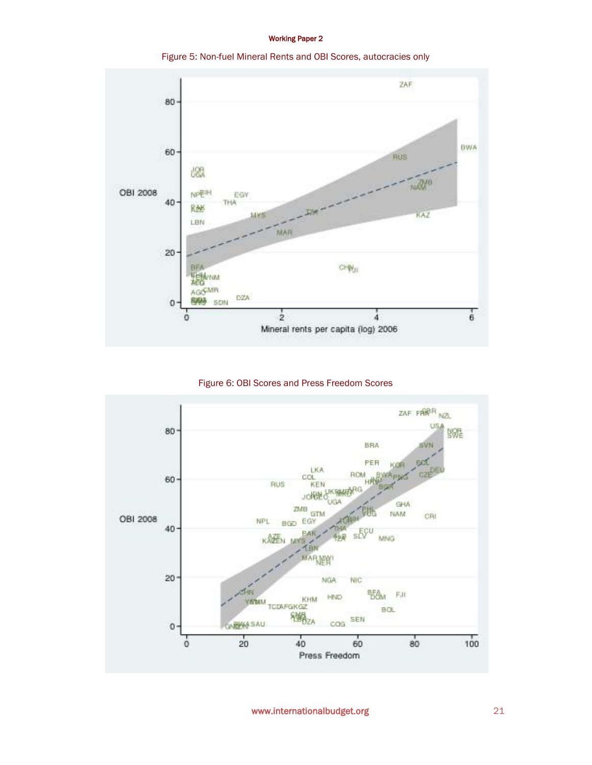Figure 5: Non-fuel Mineral Rents and OBI Scores, autocracies only

Figure 6: OBI Scores and Press Freedom Scores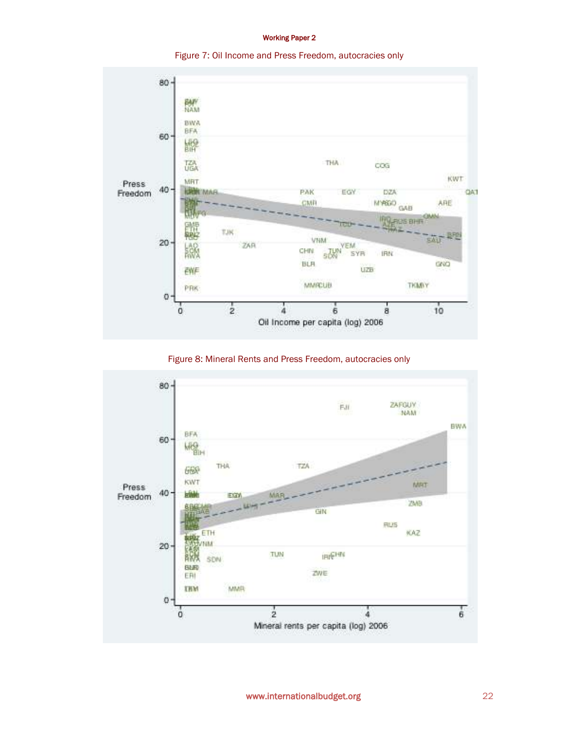Figure 7: Oil Income and Press Freedom, autocracies only

Figure 8: Mineral Rents and Press Freedom, autocracies only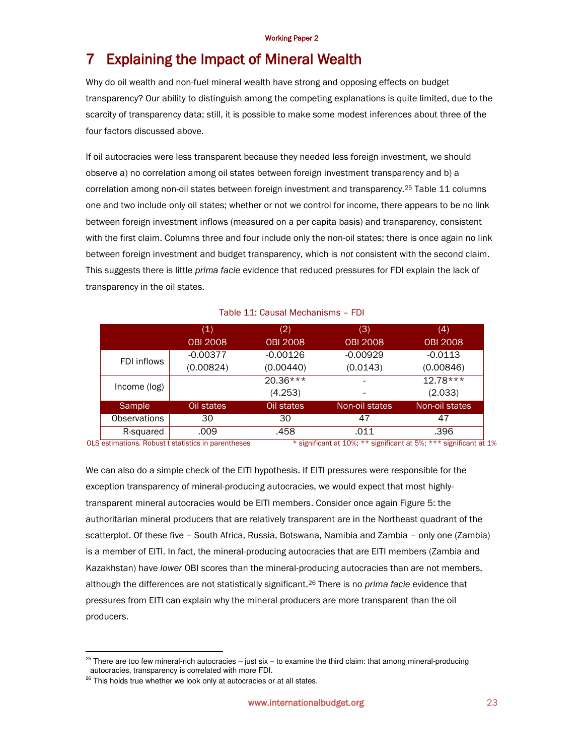# 7 Explaining the Impact of Mineral Wealth

Why do oil wealth and non-fuel mineral wealth have strong and opposing effects on budget transparency? Our ability to distinguish among the competing explanations is quite limited, due to the scarcity of transparency data; still, it is possible to make some modest inferences about three of the four factors discussed above.

If oil autocracies were less transparent because they needed less foreign investment, we should observe a) no correlation among oil states between foreign investment transparency and b) a correlation among non-oil states between foreign investment and transparency.[25] Table 11 columns one and two include only oil states; whether or not we control for income, there appears to be no link between foreign investment inflows (measured on a per capita basis) and transparency, consistent with the first claim. Columns three and four include only the non-oil states; there is once again no link between foreign investment and budget transparency, which is *not* consistent with the second claim. This suggests there is little *prima facie* evidence that reduced pressures for FDI explain the lack of transparency in the oil states.

Table 11: Causal Mechanisms – FDI

| | (1)<br>OBI 2008 | (2)<br>OBI 2008 | (3)<br>OBI 2008 | (4)<br>OBI 2008 |
|---|---|---|---|---|
| FDI inflows | -0.00377<br>(0.00824) | -0.00126<br>(0.00440) | -0.00929<br>(0.0143) | -0.0113<br>(0.00846) |
| Income (log) | | 20.36***<br>(4.253) | -<br>- | 12.78***<br>(2.033) |
| Sample | Oil states | Oil states | Non-oil states | Non-oil states |
| Observations | 30 | 30 | 47 | 47 |
| R-squared | .009 | .458 | .011 | .396 |

OLS estimations. Robust t statistics in parentheses * significant at 10%; ** significant at 5%; *** significant at 1%

We can also do a simple check of the EITI hypothesis. If EITI pressures were responsible for the exception transparency of mineral-producing autocracies, we would expect that most highly-transparent mineral autocracies would be EITI members. Consider once again Figure 5: the authoritarian mineral producers that are relatively transparent are in the Northeast quadrant of the scatterplot. Of these five – South Africa, Russia, Botswana, Namibia and Zambia – only one (Zambia) is a member of EITI. In fact, the mineral-producing autocracies that are EITI members (Zambia and Kazakhstan) have *lower* OBI scores than the mineral-producing autocracies than are not members, although the differences are not statistically significant.[26] There is no *prima facie* evidence that pressures from EITI can explain why the mineral producers are more transparent than the oil producers.

[25] There are too few mineral-rich autocracies – just six – to examine the third claim: that among mineral-producing autocracies, transparency is correlated with more FDI.

[26] This holds true whether we look only at autocracies or at all states.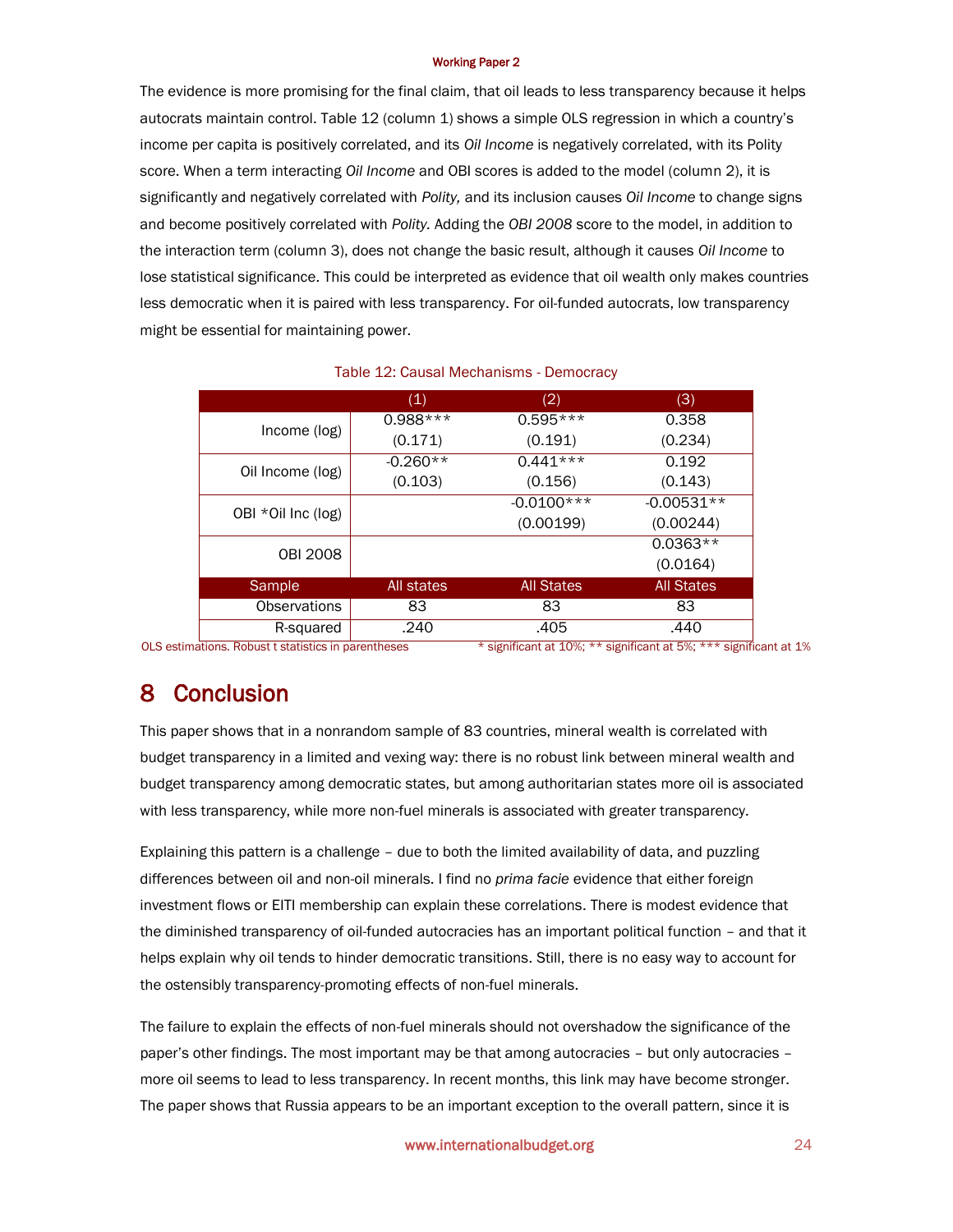The evidence is more promising for the final claim, that oil leads to less transparency because it helps autocrats maintain control. Table 12 (column 1) shows a simple OLS regression in which a country's income per capita is positively correlated, and its *Oil Income* is negatively correlated, with its Polity score. When a term interacting *Oil Income* and OBI scores is added to the model (column 2), it is significantly and negatively correlated with *Polity,* and its inclusion causes *Oil Income* to change signs and become positively correlated with *Polity.* Adding the *OBI 2008* score to the model, in addition to the interaction term (column 3), does not change the basic result, although it causes *Oil Income* to lose statistical significance. This could be interpreted as evidence that oil wealth only makes countries less democratic when it is paired with less transparency. For oil-funded autocrats, low transparency might be essential for maintaining power.

Table 12: Causal Mechanisms - Democracy

| | (1) | (2) | (3) |
|---|---|---|---|
| Income (log) | 0.988*** | 0.595*** | 0.358 |
| | (0.171) | (0.191) | (0.234) |
| Oil Income (log) | -0.260** | 0.441*** | 0.192 |
| | (0.103) | (0.156) | (0.143) |
| OBI *Oil Inc (log) | | -0.0100*** | -0.00531** |
| | | (0.00199) | (0.00244) |
| OBI 2008 | | | 0.0363** |
| | | | (0.0164) |
| Sample | All states | All States | All States |
| Observations | 83 | 83 | 83 |
| R-squared | .240 | .405 | .440 |

OLS estimations. Robust t statistics in parentheses * significant at 10%; ** significant at 5%; *** significant at 1%

# 8 Conclusion

This paper shows that in a nonrandom sample of 83 countries, mineral wealth is correlated with budget transparency in a limited and vexing way: there is no robust link between mineral wealth and budget transparency among democratic states, but among authoritarian states more oil is associated with less transparency, while more non-fuel minerals is associated with greater transparency.

Explaining this pattern is a challenge – due to both the limited availability of data, and puzzling differences between oil and non-oil minerals. I find no *prima facie* evidence that either foreign investment flows or EITI membership can explain these correlations. There is modest evidence that the diminished transparency of oil-funded autocracies has an important political function – and that it helps explain why oil tends to hinder democratic transitions. Still, there is no easy way to account for the ostensibly transparency-promoting effects of non-fuel minerals.

The failure to explain the effects of non-fuel minerals should not overshadow the significance of the paper's other findings. The most important may be that among autocracies – but only autocracies – more oil seems to lead to less transparency. In recent months, this link may have become stronger. The paper shows that Russia appears to be an important exception to the overall pattern, since it is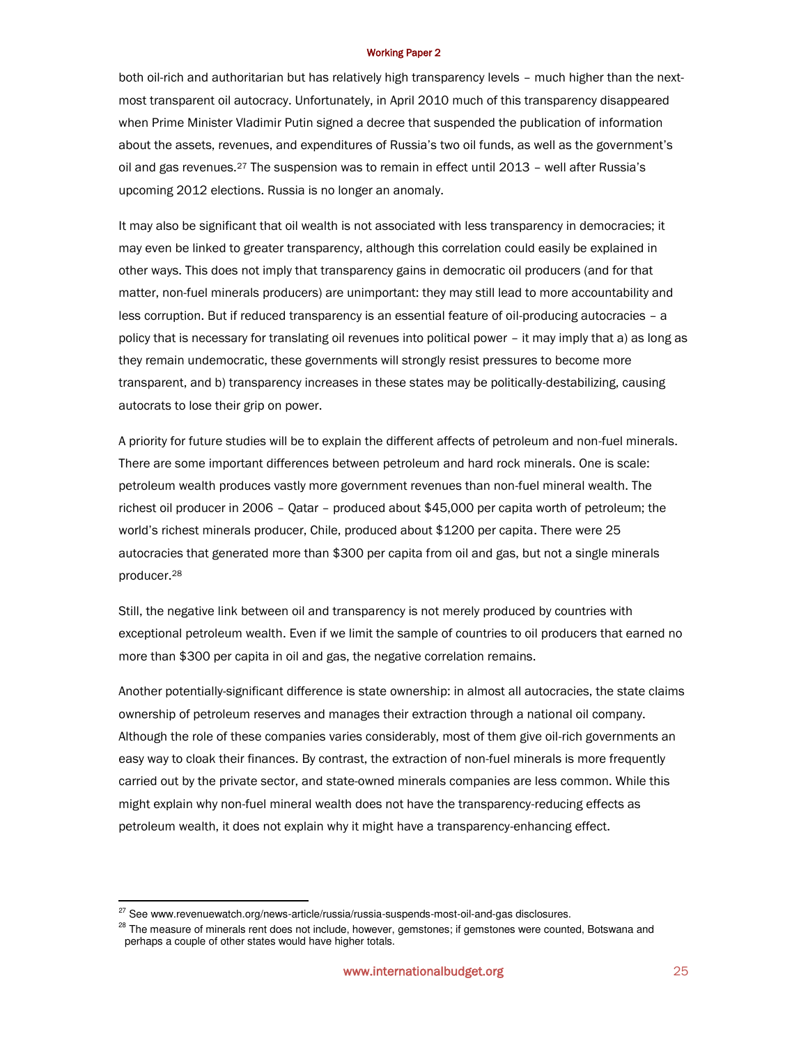both oil-rich and authoritarian but has relatively high transparency levels – much higher than the next-most transparent oil autocracy. Unfortunately, in April 2010 much of this transparency disappeared when Prime Minister Vladimir Putin signed a decree that suspended the publication of information about the assets, revenues, and expenditures of Russia's two oil funds, as well as the government's oil and gas revenues.[27] The suspension was to remain in effect until 2013 – well after Russia's upcoming 2012 elections. Russia is no longer an anomaly.

It may also be significant that oil wealth is not associated with less transparency in democracies; it may even be linked to greater transparency, although this correlation could easily be explained in other ways. This does not imply that transparency gains in democratic oil producers (and for that matter, non-fuel minerals producers) are unimportant: they may still lead to more accountability and less corruption. But if reduced transparency is an essential feature of oil-producing autocracies – a policy that is necessary for translating oil revenues into political power – it may imply that a) as long as they remain undemocratic, these governments will strongly resist pressures to become more transparent, and b) transparency increases in these states may be politically-destabilizing, causing autocrats to lose their grip on power.

A priority for future studies will be to explain the different affects of petroleum and non-fuel minerals. There are some important differences between petroleum and hard rock minerals. One is scale: petroleum wealth produces vastly more government revenues than non-fuel mineral wealth. The richest oil producer in 2006 – Qatar – produced about $45,000 per capita worth of petroleum; the world's richest minerals producer, Chile, produced about $1200 per capita. There were 25 autocracies that generated more than $300 per capita from oil and gas, but not a single minerals producer.[28]

Still, the negative link between oil and transparency is not merely produced by countries with exceptional petroleum wealth. Even if we limit the sample of countries to oil producers that earned no more than $300 per capita in oil and gas, the negative correlation remains.

Another potentially-significant difference is state ownership: in almost all autocracies, the state claims ownership of petroleum reserves and manages their extraction through a national oil company. Although the role of these companies varies considerably, most of them give oil-rich governments an easy way to cloak their finances. By contrast, the extraction of non-fuel minerals is more frequently carried out by the private sector, and state-owned minerals companies are less common. While this might explain why non-fuel mineral wealth does not have the transparency-reducing effects as petroleum wealth, it does not explain why it might have a transparency-enhancing effect.

---

[27] See www.revenuewatch.org/news-article/russia/russia-suspends-most-oil-and-gas disclosures.

[28] The measure of minerals rent does not include, however, gemstones; if gemstones were counted, Botswana and perhaps a couple of other states would have higher totals.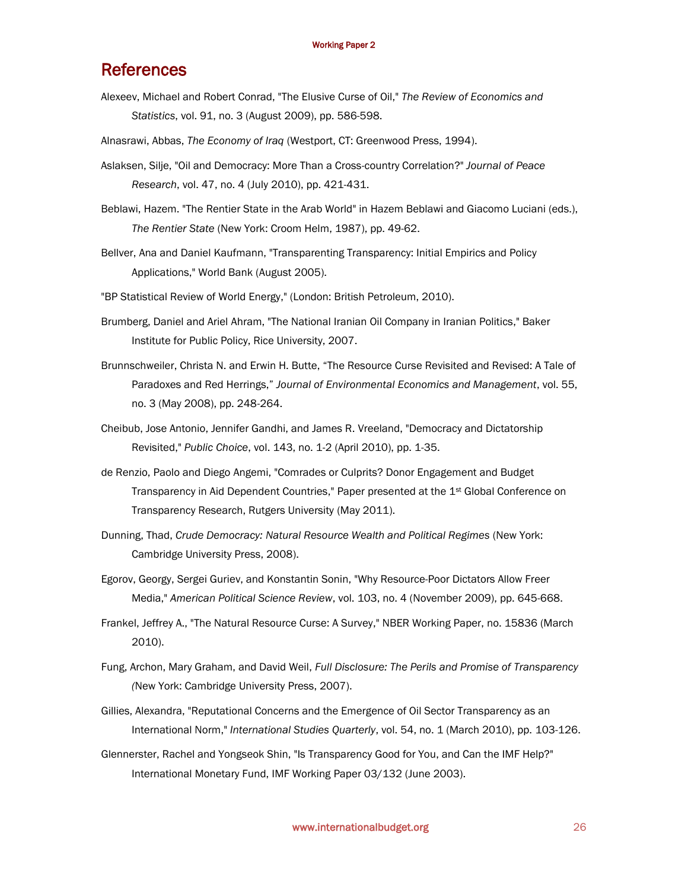# References

Alexeev, Michael and Robert Conrad, "The Elusive Curse of Oil," *The Review of Economics and Statistics*, vol. 91, no. 3 (August 2009), pp. 586-598.

Alnasrawi, Abbas, *The Economy of Iraq* (Westport, CT: Greenwood Press, 1994).

Aslaksen, Silje, "Oil and Democracy: More Than a Cross-country Correlation?" *Journal of Peace Research*, vol. 47, no. 4 (July 2010), pp. 421-431.

Beblawi, Hazem. "The Rentier State in the Arab World" in Hazem Beblawi and Giacomo Luciani (eds.), *The Rentier State* (New York: Croom Helm, 1987), pp. 49-62.

Bellver, Ana and Daniel Kaufmann, "Transparenting Transparency: Initial Empirics and Policy Applications," World Bank (August 2005).

"BP Statistical Review of World Energy," (London: British Petroleum, 2010).

Brumberg, Daniel and Ariel Ahram, "The National Iranian Oil Company in Iranian Politics," Baker Institute for Public Policy, Rice University, 2007.

Brunnschweiler, Christa N. and Erwin H. Butte, "The Resource Curse Revisited and Revised: A Tale of Paradoxes and Red Herrings," *Journal of Environmental Economics and Management*, vol. 55, no. 3 (May 2008), pp. 248-264.

Cheibub, Jose Antonio, Jennifer Gandhi, and James R. Vreeland, "Democracy and Dictatorship Revisited," *Public Choice*, vol. 143, no. 1-2 (April 2010), pp. 1-35.

de Renzio, Paolo and Diego Angemi, "Comrades or Culprits? Donor Engagement and Budget Transparency in Aid Dependent Countries," Paper presented at the 1st Global Conference on Transparency Research, Rutgers University (May 2011).

Dunning, Thad, *Crude Democracy: Natural Resource Wealth and Political Regimes* (New York: Cambridge University Press, 2008).

Egorov, Georgy, Sergei Guriev, and Konstantin Sonin, "Why Resource-Poor Dictators Allow Freer Media," *American Political Science Review*, vol. 103, no. 4 (November 2009), pp. 645-668.

Frankel, Jeffrey A., "The Natural Resource Curse: A Survey," NBER Working Paper, no. 15836 (March 2010).

Fung, Archon, Mary Graham, and David Weil, *Full Disclosure: The Perils and Promise of Transparency* (New York: Cambridge University Press, 2007).

Gillies, Alexandra, "Reputational Concerns and the Emergence of Oil Sector Transparency as an International Norm," *International Studies Quarterly*, vol. 54, no. 1 (March 2010), pp. 103-126.

Glennerster, Rachel and Yongseok Shin, "Is Transparency Good for You, and Can the IMF Help?" International Monetary Fund, IMF Working Paper 03/132 (June 2003).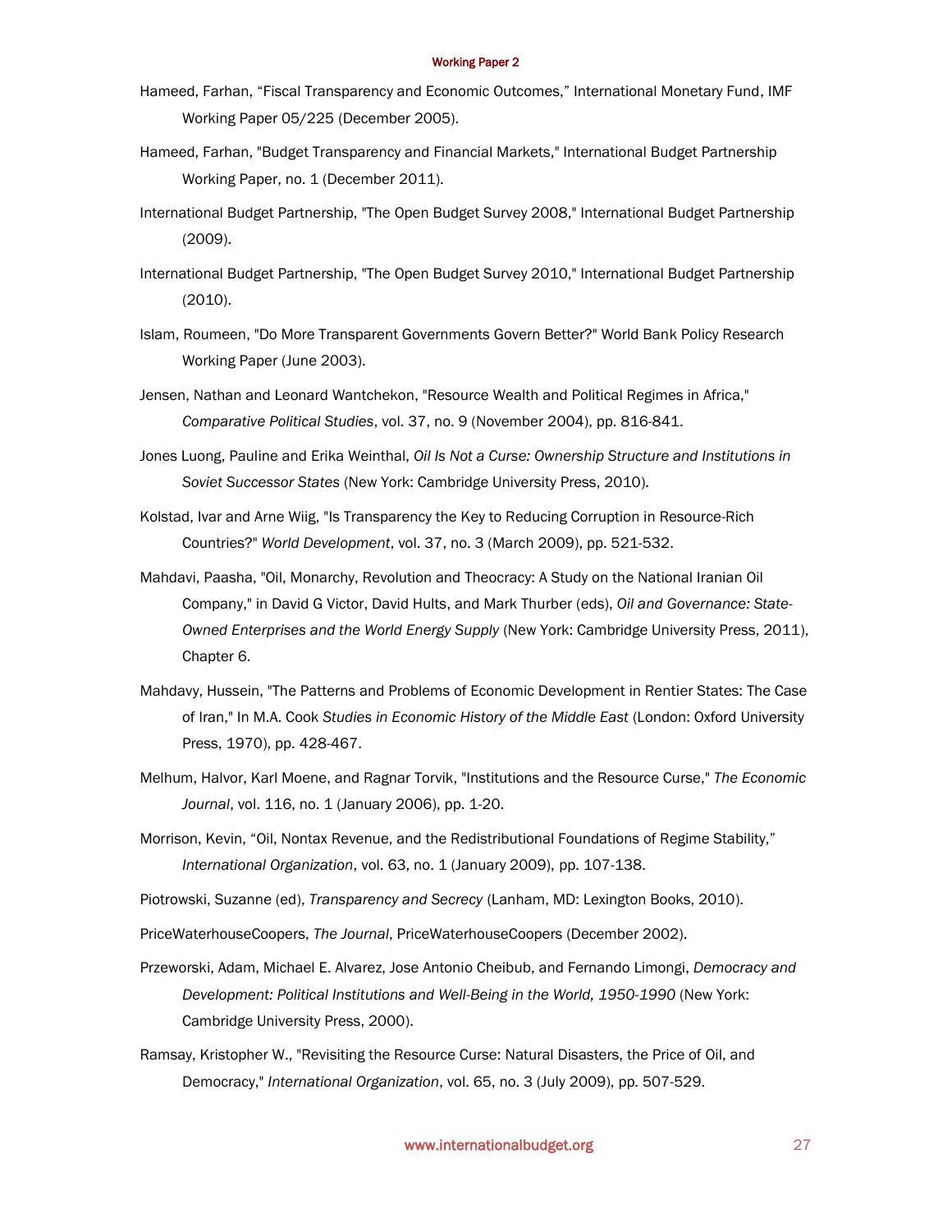Hameed, Farhan, “Fiscal Transparency and Economic Outcomes,” International Monetary Fund, IMF Working Paper 05/225 (December 2005).

Hameed, Farhan, "Budget Transparency and Financial Markets," International Budget Partnership Working Paper, no. 1 (December 2011).

International Budget Partnership, "The Open Budget Survey 2008," International Budget Partnership (2009).

International Budget Partnership, "The Open Budget Survey 2010," International Budget Partnership (2010).

Islam, Roumeen, "Do More Transparent Governments Govern Better?" World Bank Policy Research Working Paper (June 2003).

Jensen, Nathan and Leonard Wantchekon, "Resource Wealth and Political Regimes in Africa," *Comparative Political Studies*, vol. 37, no. 9 (November 2004), pp. 816-841.

Jones Luong, Pauline and Erika Weinthal, *Oil Is Not a Curse: Ownership Structure and Institutions in Soviet Successor States* (New York: Cambridge University Press, 2010).

Kolstad, Ivar and Arne Wiig, "Is Transparency the Key to Reducing Corruption in Resource-Rich Countries?" *World Development*, vol. 37, no. 3 (March 2009), pp. 521-532.

Mahdavi, Paasha, "Oil, Monarchy, Revolution and Theocracy: A Study on the National Iranian Oil Company," in David G Victor, David Hults, and Mark Thurber (eds), *Oil and Governance: State-Owned Enterprises and the World Energy Supply* (New York: Cambridge University Press, 2011), Chapter 6.

Mahdavy, Hussein, "The Patterns and Problems of Economic Development in Rentier States: The Case of Iran," In M.A. Cook *Studies in Economic History of the Middle East* (London: Oxford University Press, 1970), pp. 428-467.

Melhum, Halvor, Karl Moene, and Ragnar Torvik, "Institutions and the Resource Curse," *The Economic Journal*, vol. 116, no. 1 (January 2006), pp. 1-20.

Morrison, Kevin, “Oil, Nontax Revenue, and the Redistributional Foundations of Regime Stability,” *International Organization*, vol. 63, no. 1 (January 2009), pp. 107-138.

Piotrowski, Suzanne (ed), *Transparency and Secrecy* (Lanham, MD: Lexington Books, 2010).

PriceWaterhouseCoopers, *The Journal*, PriceWaterhouseCoopers (December 2002).

Przeworski, Adam, Michael E. Alvarez, Jose Antonio Cheibub, and Fernando Limongi, *Democracy and Development: Political Institutions and Well-Being in the World, 1950-1990* (New York: Cambridge University Press, 2000).

Ramsay, Kristopher W., "Revisiting the Resource Curse: Natural Disasters, the Price of Oil, and Democracy," *International Organization*, vol. 65, no. 3 (July 2009), pp. 507-529.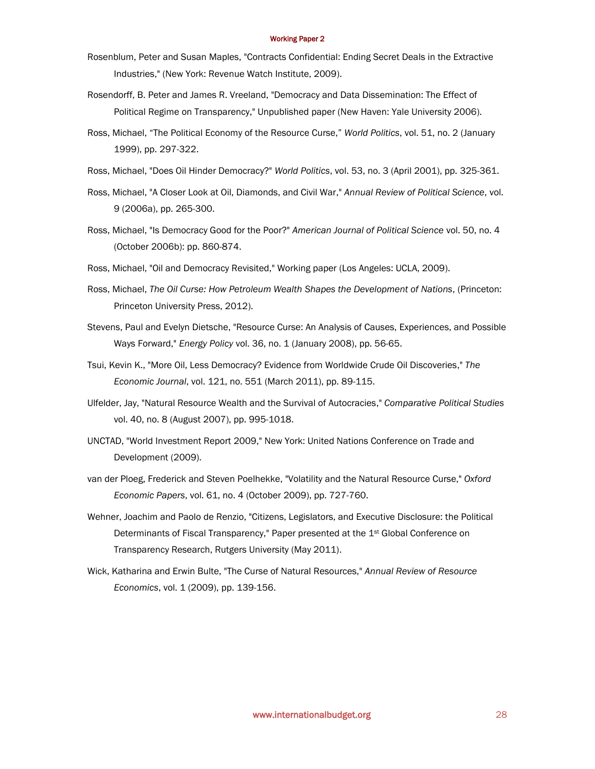Rosenblum, Peter and Susan Maples, "Contracts Confidential: Ending Secret Deals in the Extractive Industries," (New York: Revenue Watch Institute, 2009).

Rosendorff, B. Peter and James R. Vreeland, "Democracy and Data Dissemination: The Effect of Political Regime on Transparency," Unpublished paper (New Haven: Yale University 2006).

Ross, Michael, "The Political Economy of the Resource Curse," *World Politics*, vol. 51, no. 2 (January 1999), pp. 297-322.

Ross, Michael, "Does Oil Hinder Democracy?" *World Politics*, vol. 53, no. 3 (April 2001), pp. 325-361.

Ross, Michael, "A Closer Look at Oil, Diamonds, and Civil War," *Annual Review of Political Science*, vol. 9 (2006a), pp. 265-300.

Ross, Michael, "Is Democracy Good for the Poor?" *American Journal of Political Science* vol. 50, no. 4 (October 2006b): pp. 860-874.

Ross, Michael, "Oil and Democracy Revisited," Working paper (Los Angeles: UCLA, 2009).

Ross, Michael, *The Oil Curse: How Petroleum Wealth Shapes the Development of Nations*, (Princeton: Princeton University Press, 2012).

Stevens, Paul and Evelyn Dietsche, "Resource Curse: An Analysis of Causes, Experiences, and Possible Ways Forward," *Energy Policy* vol. 36, no. 1 (January 2008), pp. 56-65.

Tsui, Kevin K., "More Oil, Less Democracy? Evidence from Worldwide Crude Oil Discoveries," *The Economic Journal*, vol. 121, no. 551 (March 2011), pp. 89-115.

Ulfelder, Jay, "Natural Resource Wealth and the Survival of Autocracies," *Comparative Political Studies* vol. 40, no. 8 (August 2007), pp. 995-1018.

UNCTAD, "World Investment Report 2009," New York: United Nations Conference on Trade and Development (2009).

van der Ploeg, Frederick and Steven Poelhekke, "Volatility and the Natural Resource Curse," *Oxford Economic Papers*, vol. 61, no. 4 (October 2009), pp. 727-760.

Wehner, Joachim and Paolo de Renzio, "Citizens, Legislators, and Executive Disclosure: the Political Determinants of Fiscal Transparency," Paper presented at the 1st Global Conference on Transparency Research, Rutgers University (May 2011).

Wick, Katharina and Erwin Bulte, "The Curse of Natural Resources," *Annual Review of Resource Economics*, vol. 1 (2009), pp. 139-156.